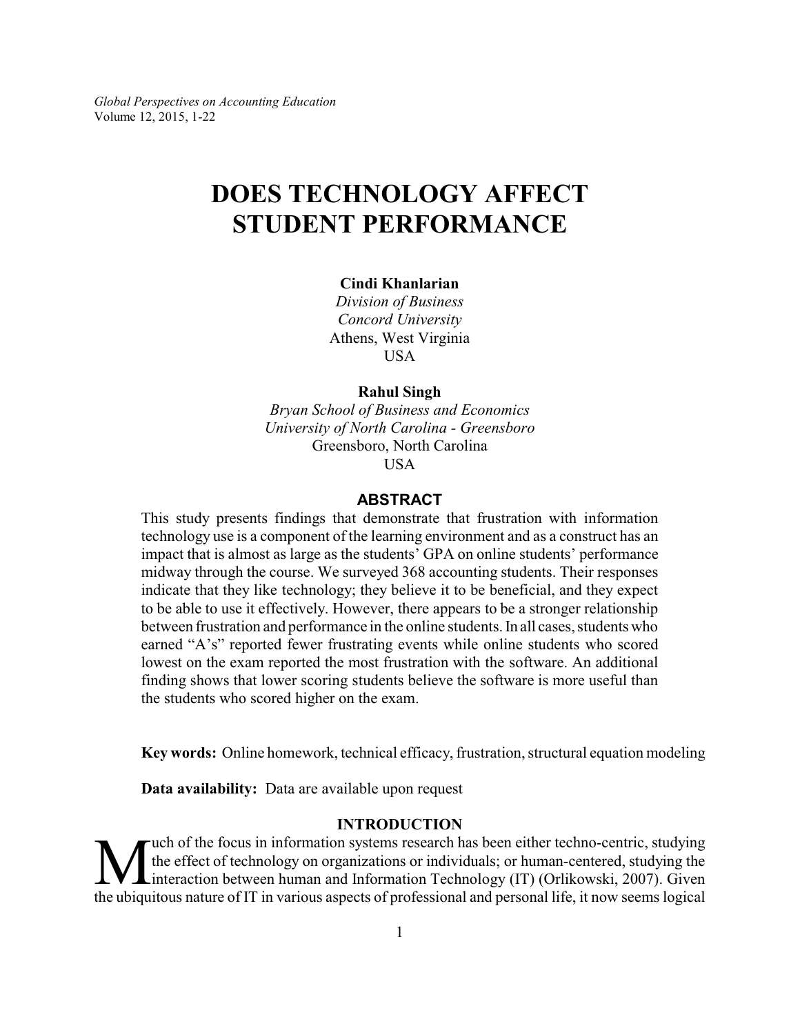# DOES TECHNOLOGY AFFECT STUDENT PERFORMANCE

**Cindi Khanlarian**
*Division of Business*
*Concord University*
Athens, West Virginia
USA

**Rahul Singh**
*Bryan School of Business and Economics*
*University of North Carolina - Greensboro*
Greensboro, North Carolina
USA

## ABSTRACT

This study presents findings that demonstrate that frustration with information technology use is a component of the learning environment and as a construct has an impact that is almost as large as the students' GPA on online students' performance midway through the course. We surveyed 368 accounting students. Their responses indicate that they like technology; they believe it to be beneficial, and they expect to be able to use it effectively. However, there appears to be a stronger relationship between frustration and performance in the online students. In all cases, students who earned "A's" reported fewer frustrating events while online students who scored lowest on the exam reported the most frustration with the software. An additional finding shows that lower scoring students believe the software is more useful than the students who scored higher on the exam.

**Key words:** Online homework, technical efficacy, frustration, structural equation modeling

**Data availability:** Data are available upon request

## INTRODUCTION

Much of the focus in information systems research has been either techno-centric, studying the effect of technology on organizations or individuals; or human-centered, studying the interaction between human and Information Technology (IT) (Orlikowski, 2007). Given the ubiquitous nature of IT in various aspects of professional and personal life, it now seems logical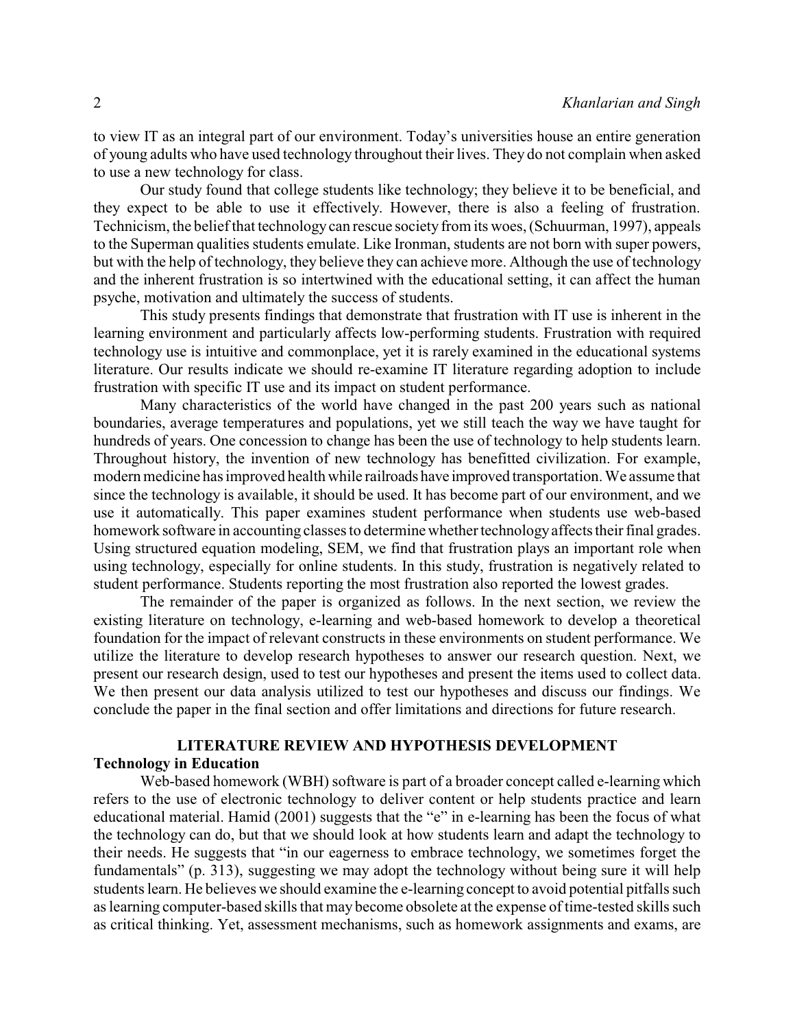to view IT as an integral part of our environment. Today's universities house an entire generation of young adults who have used technology throughout their lives. They do not complain when asked to use a new technology for class.

Our study found that college students like technology; they believe it to be beneficial, and they expect to be able to use it effectively. However, there is also a feeling of frustration. Technicism, the belief that technology can rescue society from its woes, (Schuurman, 1997), appeals to the Superman qualities students emulate. Like Ironman, students are not born with super powers, but with the help of technology, they believe they can achieve more. Although the use of technology and the inherent frustration is so intertwined with the educational setting, it can affect the human psyche, motivation and ultimately the success of students.

This study presents findings that demonstrate that frustration with IT use is inherent in the learning environment and particularly affects low-performing students. Frustration with required technology use is intuitive and commonplace, yet it is rarely examined in the educational systems literature. Our results indicate we should re-examine IT literature regarding adoption to include frustration with specific IT use and its impact on student performance.

Many characteristics of the world have changed in the past 200 years such as national boundaries, average temperatures and populations, yet we still teach the way we have taught for hundreds of years. One concession to change has been the use of technology to help students learn. Throughout history, the invention of new technology has benefitted civilization. For example, modern medicine has improved health while railroads have improved transportation. We assume that since the technology is available, it should be used. It has become part of our environment, and we use it automatically. This paper examines student performance when students use web-based homework software in accounting classes to determine whether technology affects their final grades. Using structured equation modeling, SEM, we find that frustration plays an important role when using technology, especially for online students. In this study, frustration is negatively related to student performance. Students reporting the most frustration also reported the lowest grades.

The remainder of the paper is organized as follows. In the next section, we review the existing literature on technology, e-learning and web-based homework to develop a theoretical foundation for the impact of relevant constructs in these environments on student performance. We utilize the literature to develop research hypotheses to answer our research question. Next, we present our research design, used to test our hypotheses and present the items used to collect data. We then present our data analysis utilized to test our hypotheses and discuss our findings. We conclude the paper in the final section and offer limitations and directions for future research.

## LITERATURE REVIEW AND HYPOTHESIS DEVELOPMENT

### Technology in Education

Web-based homework (WBH) software is part of a broader concept called e-learning which refers to the use of electronic technology to deliver content or help students practice and learn educational material. Hamid (2001) suggests that the "e" in e-learning has been the focus of what the technology can do, but that we should look at how students learn and adapt the technology to their needs. He suggests that "in our eagerness to embrace technology, we sometimes forget the fundamentals" (p. 313), suggesting we may adopt the technology without being sure it will help students learn. He believes we should examine the e-learning concept to avoid potential pitfalls such as learning computer-based skills that may become obsolete at the expense of time-tested skills such as critical thinking. Yet, assessment mechanisms, such as homework assignments and exams, are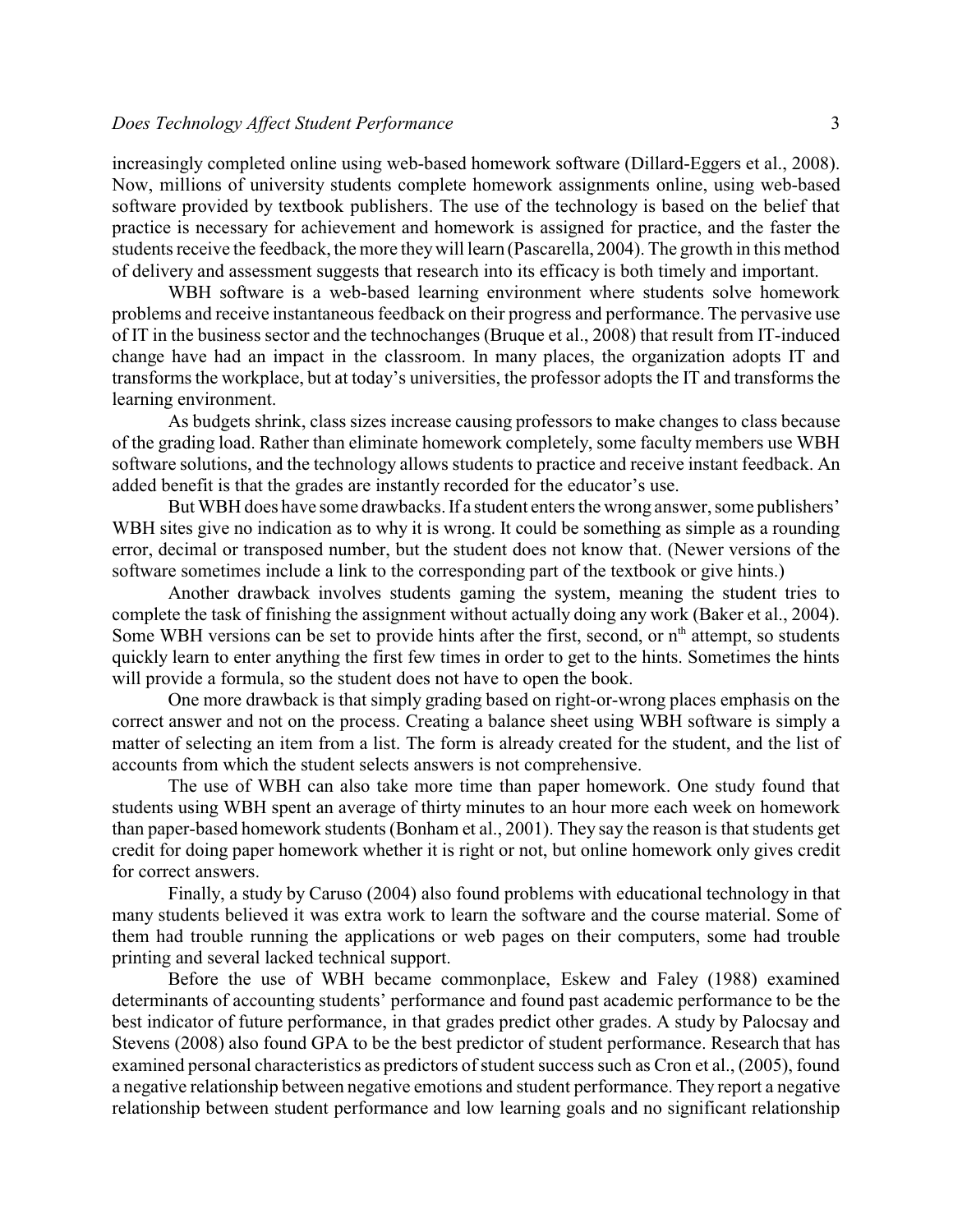increasingly completed online using web-based homework software (Dillard-Eggers et al., 2008). Now, millions of university students complete homework assignments online, using web-based software provided by textbook publishers. The use of the technology is based on the belief that practice is necessary for achievement and homework is assigned for practice, and the faster the students receive the feedback, the more they will learn (Pascarella, 2004). The growth in this method of delivery and assessment suggests that research into its efficacy is both timely and important.

WBH software is a web-based learning environment where students solve homework problems and receive instantaneous feedback on their progress and performance. The pervasive use of IT in the business sector and the technochanges (Bruque et al., 2008) that result from IT-induced change have had an impact in the classroom. In many places, the organization adopts IT and transforms the workplace, but at today's universities, the professor adopts the IT and transforms the learning environment.

As budgets shrink, class sizes increase causing professors to make changes to class because of the grading load. Rather than eliminate homework completely, some faculty members use WBH software solutions, and the technology allows students to practice and receive instant feedback. An added benefit is that the grades are instantly recorded for the educator's use.

But WBH does have some drawbacks. If a student enters the wrong answer, some publishers' WBH sites give no indication as to why it is wrong. It could be something as simple as a rounding error, decimal or transposed number, but the student does not know that. (Newer versions of the software sometimes include a link to the corresponding part of the textbook or give hints.)

Another drawback involves students gaming the system, meaning the student tries to complete the task of finishing the assignment without actually doing any work (Baker et al., 2004). Some WBH versions can be set to provide hints after the first, second, or $n^{th}$ attempt, so students quickly learn to enter anything the first few times in order to get to the hints. Sometimes the hints will provide a formula, so the student does not have to open the book.

One more drawback is that simply grading based on right-or-wrong places emphasis on the correct answer and not on the process. Creating a balance sheet using WBH software is simply a matter of selecting an item from a list. The form is already created for the student, and the list of accounts from which the student selects answers is not comprehensive.

The use of WBH can also take more time than paper homework. One study found that students using WBH spent an average of thirty minutes to an hour more each week on homework than paper-based homework students (Bonham et al., 2001). They say the reason is that students get credit for doing paper homework whether it is right or not, but online homework only gives credit for correct answers.

Finally, a study by Caruso (2004) also found problems with educational technology in that many students believed it was extra work to learn the software and the course material. Some of them had trouble running the applications or web pages on their computers, some had trouble printing and several lacked technical support.

Before the use of WBH became commonplace, Eskew and Faley (1988) examined determinants of accounting students' performance and found past academic performance to be the best indicator of future performance, in that grades predict other grades. A study by Palocsay and Stevens (2008) also found GPA to be the best predictor of student performance. Research that has examined personal characteristics as predictors of student success such as Cron et al., (2005), found a negative relationship between negative emotions and student performance. They report a negative relationship between student performance and low learning goals and no significant relationship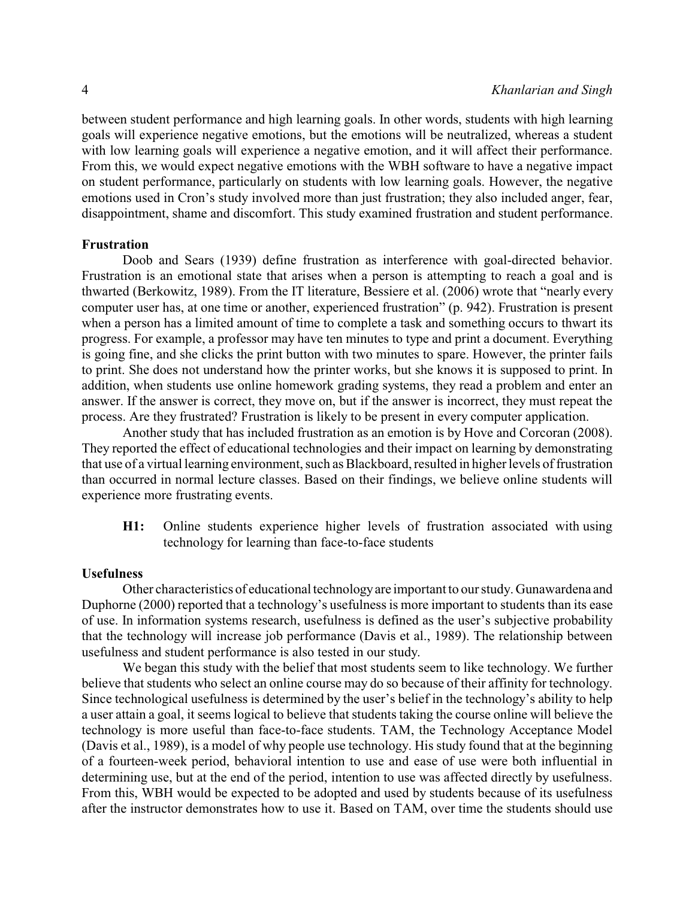between student performance and high learning goals. In other words, students with high learning goals will experience negative emotions, but the emotions will be neutralized, whereas a student with low learning goals will experience a negative emotion, and it will affect their performance. From this, we would expect negative emotions with the WBH software to have a negative impact on student performance, particularly on students with low learning goals. However, the negative emotions used in Cron's study involved more than just frustration; they also included anger, fear, disappointment, shame and discomfort. This study examined frustration and student performance.

**Frustration**

Doob and Sears (1939) define frustration as interference with goal-directed behavior. Frustration is an emotional state that arises when a person is attempting to reach a goal and is thwarted (Berkowitz, 1989). From the IT literature, Bessiere et al. (2006) wrote that "nearly every computer user has, at one time or another, experienced frustration" (p. 942). Frustration is present when a person has a limited amount of time to complete a task and something occurs to thwart its progress. For example, a professor may have ten minutes to type and print a document. Everything is going fine, and she clicks the print button with two minutes to spare. However, the printer fails to print. She does not understand how the printer works, but she knows it is supposed to print. In addition, when students use online homework grading systems, they read a problem and enter an answer. If the answer is correct, they move on, but if the answer is incorrect, they must repeat the process. Are they frustrated? Frustration is likely to be present in every computer application.

Another study that has included frustration as an emotion is by Hove and Corcoran (2008). They reported the effect of educational technologies and their impact on learning by demonstrating that use of a virtual learning environment, such as Blackboard, resulted in higher levels of frustration than occurred in normal lecture classes. Based on their findings, we believe online students will experience more frustrating events.

> **H1:** Online students experience higher levels of frustration associated with using technology for learning than face-to-face students

**Usefulness**

Other characteristics of educational technology are important to our study. Gunawardena and Duphorne (2000) reported that a technology's usefulness is more important to students than its ease of use. In information systems research, usefulness is defined as the user's subjective probability that the technology will increase job performance (Davis et al., 1989). The relationship between usefulness and student performance is also tested in our study.

We began this study with the belief that most students seem to like technology. We further believe that students who select an online course may do so because of their affinity for technology. Since technological usefulness is determined by the user's belief in the technology's ability to help a user attain a goal, it seems logical to believe that students taking the course online will believe the technology is more useful than face-to-face students. TAM, the Technology Acceptance Model (Davis et al., 1989), is a model of why people use technology. His study found that at the beginning of a fourteen-week period, behavioral intention to use and ease of use were both influential in determining use, but at the end of the period, intention to use was affected directly by usefulness. From this, WBH would be expected to be adopted and used by students because of its usefulness after the instructor demonstrates how to use it. Based on TAM, over time the students should use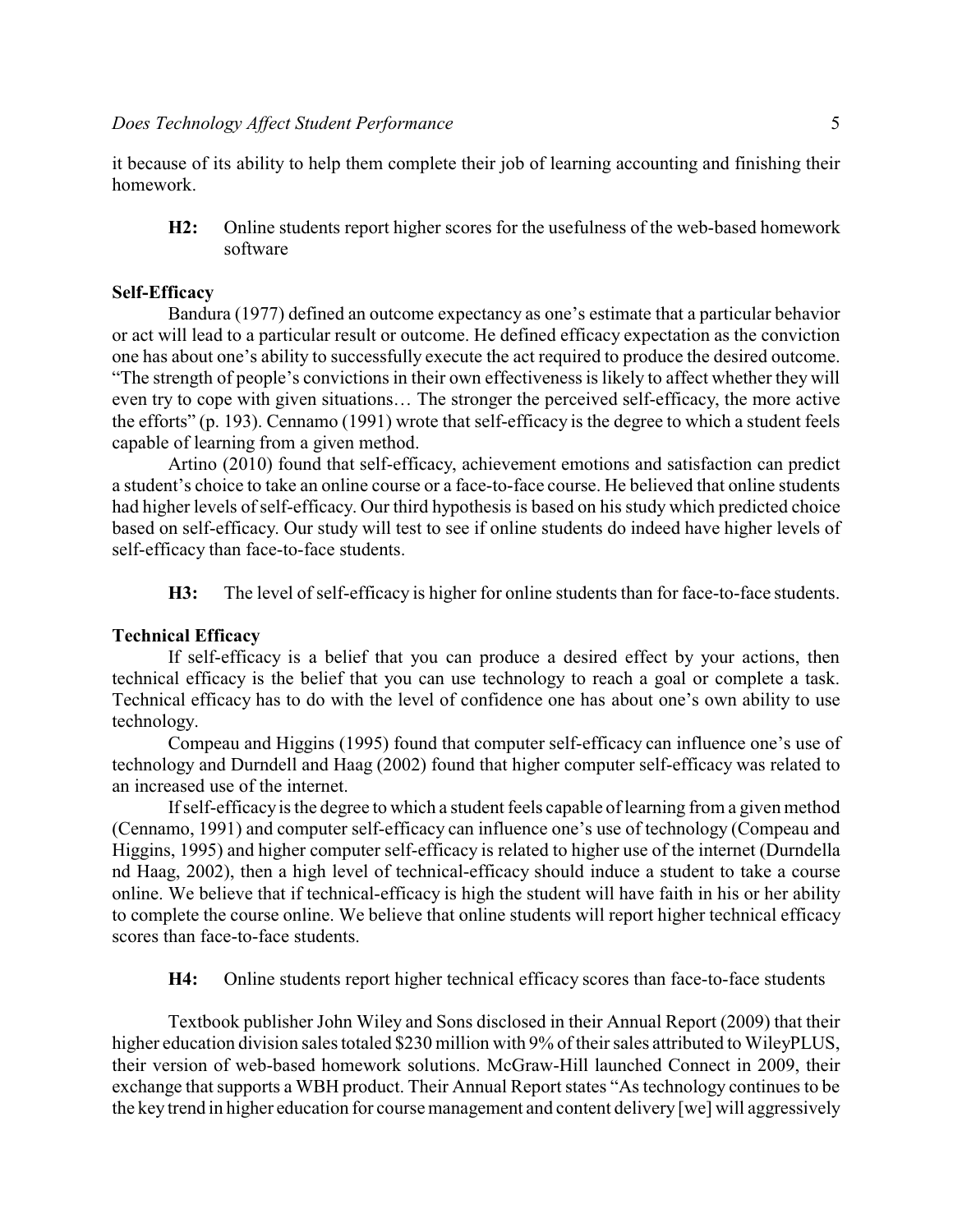it because of its ability to help them complete their job of learning accounting and finishing their homework.

> **H2:** Online students report higher scores for the usefulness of the web-based homework software

**Self-Efficacy**

Bandura (1977) defined an outcome expectancy as one's estimate that a particular behavior or act will lead to a particular result or outcome. He defined efficacy expectation as the conviction one has about one's ability to successfully execute the act required to produce the desired outcome. "The strength of people's convictions in their own effectiveness is likely to affect whether they will even try to cope with given situations… The stronger the perceived self-efficacy, the more active the efforts" (p. 193). Cennamo (1991) wrote that self-efficacy is the degree to which a student feels capable of learning from a given method.

Artino (2010) found that self-efficacy, achievement emotions and satisfaction can predict a student's choice to take an online course or a face-to-face course. He believed that online students had higher levels of self-efficacy. Our third hypothesis is based on his study which predicted choice based on self-efficacy. Our study will test to see if online students do indeed have higher levels of self-efficacy than face-to-face students.

> **H3:** The level of self-efficacy is higher for online students than for face-to-face students.

**Technical Efficacy**

If self-efficacy is a belief that you can produce a desired effect by your actions, then technical efficacy is the belief that you can use technology to reach a goal or complete a task. Technical efficacy has to do with the level of confidence one has about one's own ability to use technology.

Compeau and Higgins (1995) found that computer self-efficacy can influence one's use of technology and Durndell and Haag (2002) found that higher computer self-efficacy was related to an increased use of the internet.

If self-efficacy is the degree to which a student feels capable of learning from a given method (Cennamo, 1991) and computer self-efficacy can influence one's use of technology (Compeau and Higgins, 1995) and higher computer self-efficacy is related to higher use of the internet (Durndella nd Haag, 2002), then a high level of technical-efficacy should induce a student to take a course online. We believe that if technical-efficacy is high the student will have faith in his or her ability to complete the course online. We believe that online students will report higher technical efficacy scores than face-to-face students.

> **H4:** Online students report higher technical efficacy scores than face-to-face students

Textbook publisher John Wiley and Sons disclosed in their Annual Report (2009) that their higher education division sales totaled $230 million with 9% of their sales attributed to WileyPLUS, their version of web-based homework solutions. McGraw-Hill launched Connect in 2009, their exchange that supports a WBH product. Their Annual Report states "As technology continues to be the key trend in higher education for course management and content delivery [we] will aggressively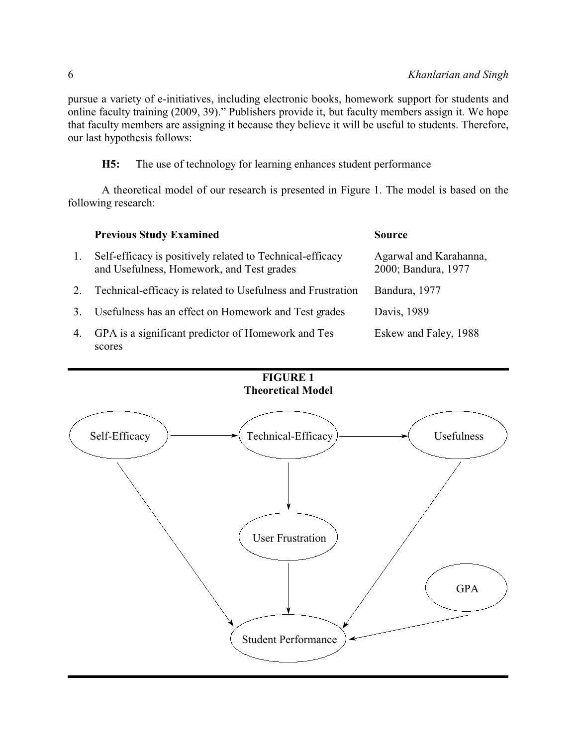pursue a variety of e-initiatives, including electronic books, homework support for students and online faculty training (2009, 39)." Publishers provide it, but faculty members assign it. We hope that faculty members are assigning it because they believe it will be useful to students. Therefore, our last hypothesis follows:

> **H5:** The use of technology for learning enhances student performance

A theoretical model of our research is presented in Figure 1. The model is based on the following research:

| | Previous Study Examined | Source |
|---|---|---|
| 1. | Self-efficacy is positively related to Technical-efficacy and Usefulness, Homework, and Test grades | Agarwal and Karahanna, 2000; Bandura, 1977 |
| 2. | Technical-efficacy is related to Usefulness and Frustration | Bandura, 1977 |
| 3. | Usefulness has an effect on Homework and Test grades | Davis, 1989 |
| 4. | GPA is a significant predictor of Homework and Tes scores | Eskew and Faley, 1988 |

**FIGURE 1**
**Theoretical Model**

Self-Efficacy → Technical-Efficacy → Usefulness

Technical-Efficacy → User Frustration

Self-Efficacy → Student Performance

User Frustration → Student Performance

Usefulness → Student Performance

GPA → Student Performance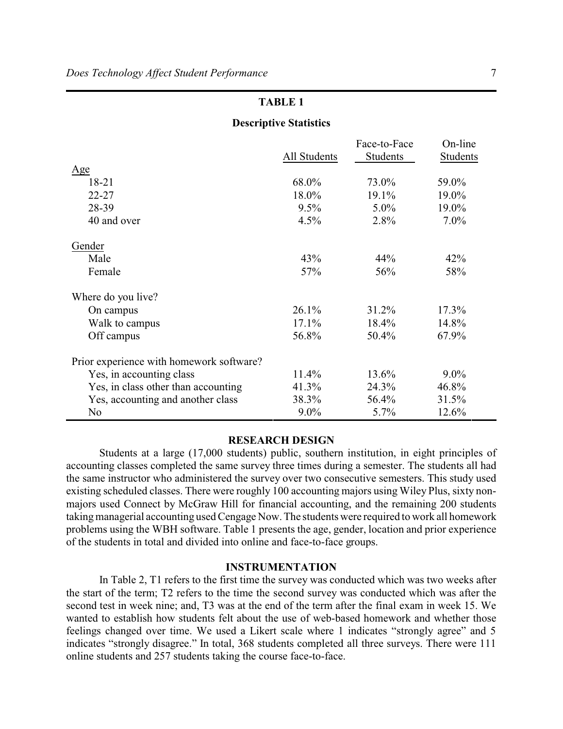**TABLE 1**

**Descriptive Statistics**

| | All Students | Face-to-Face Students | On-line Students |
|---|---|---|---|
| Age | | | |
| 18-21 | 68.0% | 73.0% | 59.0% |
| 22-27 | 18.0% | 19.1% | 19.0% |
| 28-39 | 9.5% | 5.0% | 19.0% |
| 40 and over | 4.5% | 2.8% | 7.0% |
| Gender | | | |
| Male | 43% | 44% | 42% |
| Female | 57% | 56% | 58% |
| Where do you live? | | | |
| On campus | 26.1% | 31.2% | 17.3% |
| Walk to campus | 17.1% | 18.4% | 14.8% |
| Off campus | 56.8% | 50.4% | 67.9% |
| Prior experience with homework software? | | | |
| Yes, in accounting class | 11.4% | 13.6% | 9.0% |
| Yes, in class other than accounting | 41.3% | 24.3% | 46.8% |
| Yes, accounting and another class | 38.3% | 56.4% | 31.5% |
| No | 9.0% | 5.7% | 12.6% |

## RESEARCH DESIGN

Students at a large (17,000 students) public, southern institution, in eight principles of accounting classes completed the same survey three times during a semester. The students all had the same instructor who administered the survey over two consecutive semesters. This study used existing scheduled classes. There were roughly 100 accounting majors using Wiley Plus, sixty non-majors used Connect by McGraw Hill for financial accounting, and the remaining 200 students taking managerial accounting used Cengage Now. The students were required to work all homework problems using the WBH software. Table 1 presents the age, gender, location and prior experience of the students in total and divided into online and face-to-face groups.

## INSTRUMENTATION

In Table 2, T1 refers to the first time the survey was conducted which was two weeks after the start of the term; T2 refers to the time the second survey was conducted which was after the second test in week nine; and, T3 was at the end of the term after the final exam in week 15. We wanted to establish how students felt about the use of web-based homework and whether those feelings changed over time. We used a Likert scale where 1 indicates "strongly agree" and 5 indicates "strongly disagree." In total, 368 students completed all three surveys. There were 111 online students and 257 students taking the course face-to-face.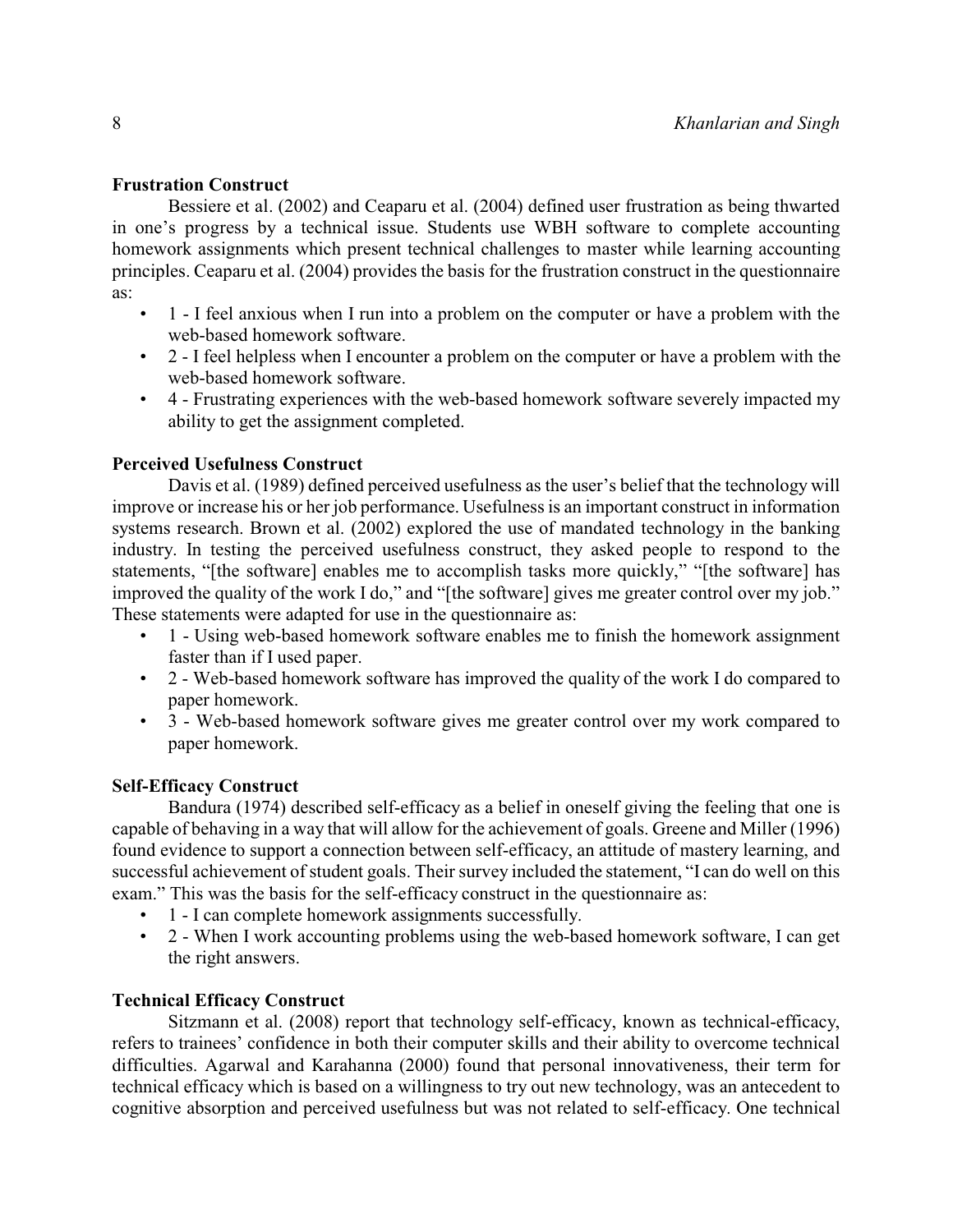### Frustration Construct

Bessiere et al. (2002) and Ceaparu et al. (2004) defined user frustration as being thwarted in one's progress by a technical issue. Students use WBH software to complete accounting homework assignments which present technical challenges to master while learning accounting principles. Ceaparu et al. (2004) provides the basis for the frustration construct in the questionnaire as:

- 1 - I feel anxious when I run into a problem on the computer or have a problem with the web-based homework software.
- 2 - I feel helpless when I encounter a problem on the computer or have a problem with the web-based homework software.
- 4 - Frustrating experiences with the web-based homework software severely impacted my ability to get the assignment completed.

### Perceived Usefulness Construct

Davis et al. (1989) defined perceived usefulness as the user's belief that the technology will improve or increase his or her job performance. Usefulness is an important construct in information systems research. Brown et al. (2002) explored the use of mandated technology in the banking industry. In testing the perceived usefulness construct, they asked people to respond to the statements, "[the software] enables me to accomplish tasks more quickly," "[the software] has improved the quality of the work I do," and "[the software] gives me greater control over my job." These statements were adapted for use in the questionnaire as:

- 1 - Using web-based homework software enables me to finish the homework assignment faster than if I used paper.
- 2 - Web-based homework software has improved the quality of the work I do compared to paper homework.
- 3 - Web-based homework software gives me greater control over my work compared to paper homework.

### Self-Efficacy Construct

Bandura (1974) described self-efficacy as a belief in oneself giving the feeling that one is capable of behaving in a way that will allow for the achievement of goals. Greene and Miller (1996) found evidence to support a connection between self-efficacy, an attitude of mastery learning, and successful achievement of student goals. Their survey included the statement, "I can do well on this exam." This was the basis for the self-efficacy construct in the questionnaire as:

- 1 - I can complete homework assignments successfully.
- 2 - When I work accounting problems using the web-based homework software, I can get the right answers.

### Technical Efficacy Construct

Sitzmann et al. (2008) report that technology self-efficacy, known as technical-efficacy, refers to trainees' confidence in both their computer skills and their ability to overcome technical difficulties. Agarwal and Karahanna (2000) found that personal innovativeness, their term for technical efficacy which is based on a willingness to try out new technology, was an antecedent to cognitive absorption and perceived usefulness but was not related to self-efficacy. One technical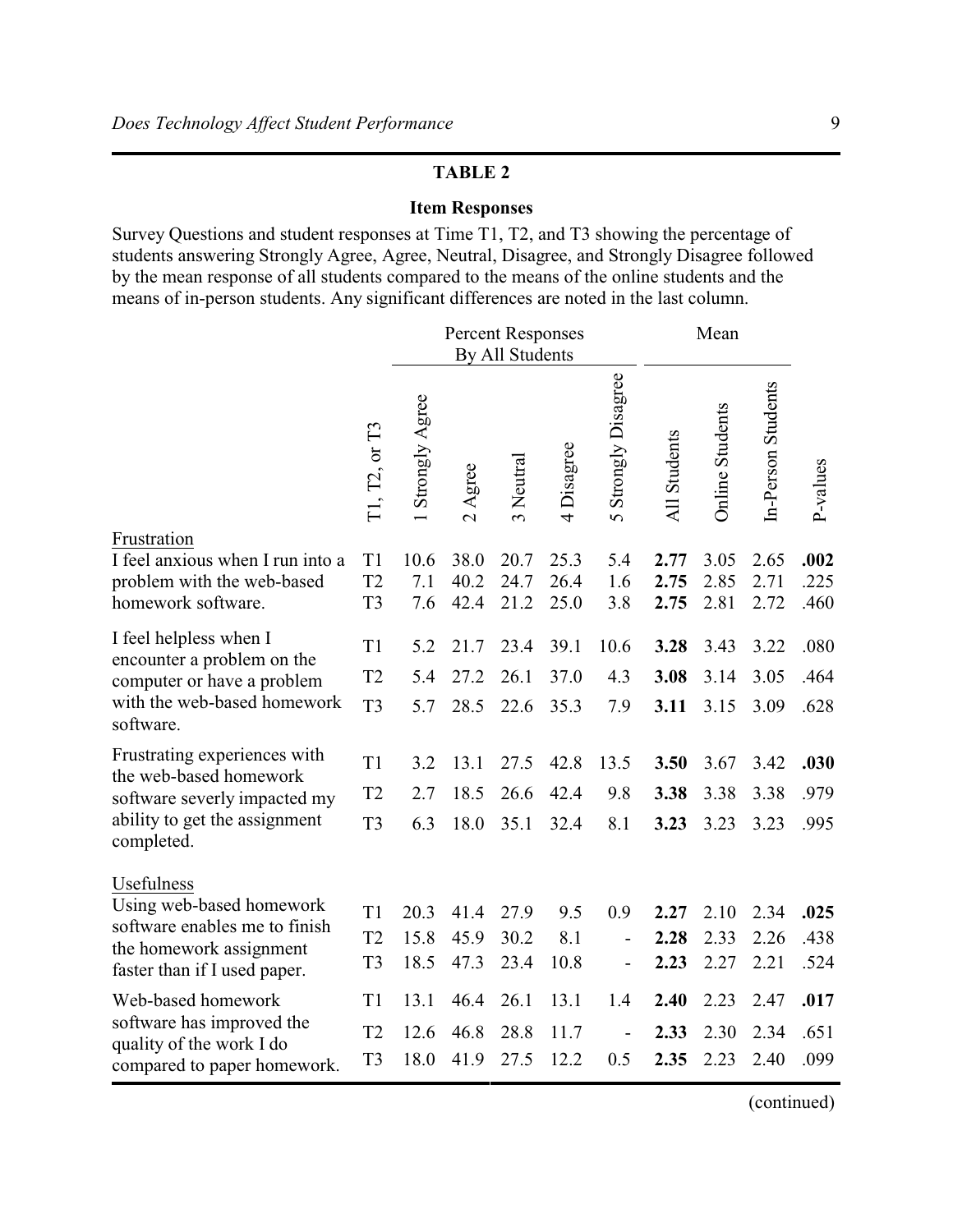## TABLE 2

### Item Responses

Survey Questions and student responses at Time T1, T2, and T3 showing the percentage of students answering Strongly Agree, Agree, Neutral, Disagree, and Strongly Disagree followed by the mean response of all students compared to the means of the online students and the means of in-person students. Any significant differences are noted in the last column.

| | | Percent Responses By All Students | | | | | Mean | | | |
|---|---|---|---|---|---|---|---|---|---|---|
| | T1, T2, or T3 | 1 Strongly Agree | 2 Agree | 3 Neutral | 4 Disagree | 5 Strongly Disagree | All Students | Online Students | In-Person Students | P-values |
| Frustration | | | | | | | | | | |
| I feel anxious when I run into a problem with the web-based homework software. | T1 | 10.6 | 38.0 | 20.7 | 25.3 | 5.4 | **2.77** | 3.05 | 2.65 | **.002** |
| | T2 | 7.1 | 40.2 | 24.7 | 26.4 | 1.6 | **2.75** | 2.85 | 2.71 | .225 |
| | T3 | 7.6 | 42.4 | 21.2 | 25.0 | 3.8 | **2.75** | 2.81 | 2.72 | .460 |
| I feel helpless when I encounter a problem on the computer or have a problem with the web-based homework software. | T1 | 5.2 | 21.7 | 23.4 | 39.1 | 10.6 | **3.28** | 3.43 | 3.22 | .080 |
| | T2 | 5.4 | 27.2 | 26.1 | 37.0 | 4.3 | **3.08** | 3.14 | 3.05 | .464 |
| | T3 | 5.7 | 28.5 | 22.6 | 35.3 | 7.9 | **3.11** | 3.15 | 3.09 | .628 |
| Frustrating experiences with the web-based homework software severly impacted my ability to get the assignment completed. | T1 | 3.2 | 13.1 | 27.5 | 42.8 | 13.5 | **3.50** | 3.67 | 3.42 | **.030** |
| | T2 | 2.7 | 18.5 | 26.6 | 42.4 | 9.8 | **3.38** | 3.38 | 3.38 | .979 |
| | T3 | 6.3 | 18.0 | 35.1 | 32.4 | 8.1 | **3.23** | 3.23 | 3.23 | .995 |
| Usefulness | | | | | | | | | | |
| Using web-based homework software enables me to finish the homework assignment faster than if I used paper. | T1 | 20.3 | 41.4 | 27.9 | 9.5 | 0.9 | **2.27** | 2.10 | 2.34 | **.025** |
| | T2 | 15.8 | 45.9 | 30.2 | 8.1 | - | **2.28** | 2.33 | 2.26 | .438 |
| | T3 | 18.5 | 47.3 | 23.4 | 10.8 | - | **2.23** | 2.27 | 2.21 | .524 |
| Web-based homework software has improved the quality of the work I do compared to paper homework. | T1 | 13.1 | 46.4 | 26.1 | 13.1 | 1.4 | **2.40** | 2.23 | 2.47 | **.017** |
| | T2 | 12.6 | 46.8 | 28.8 | 11.7 | - | **2.33** | 2.30 | 2.34 | .651 |
| | T3 | 18.0 | 41.9 | 27.5 | 12.2 | 0.5 | **2.35** | 2.23 | 2.40 | .099 |

(continued)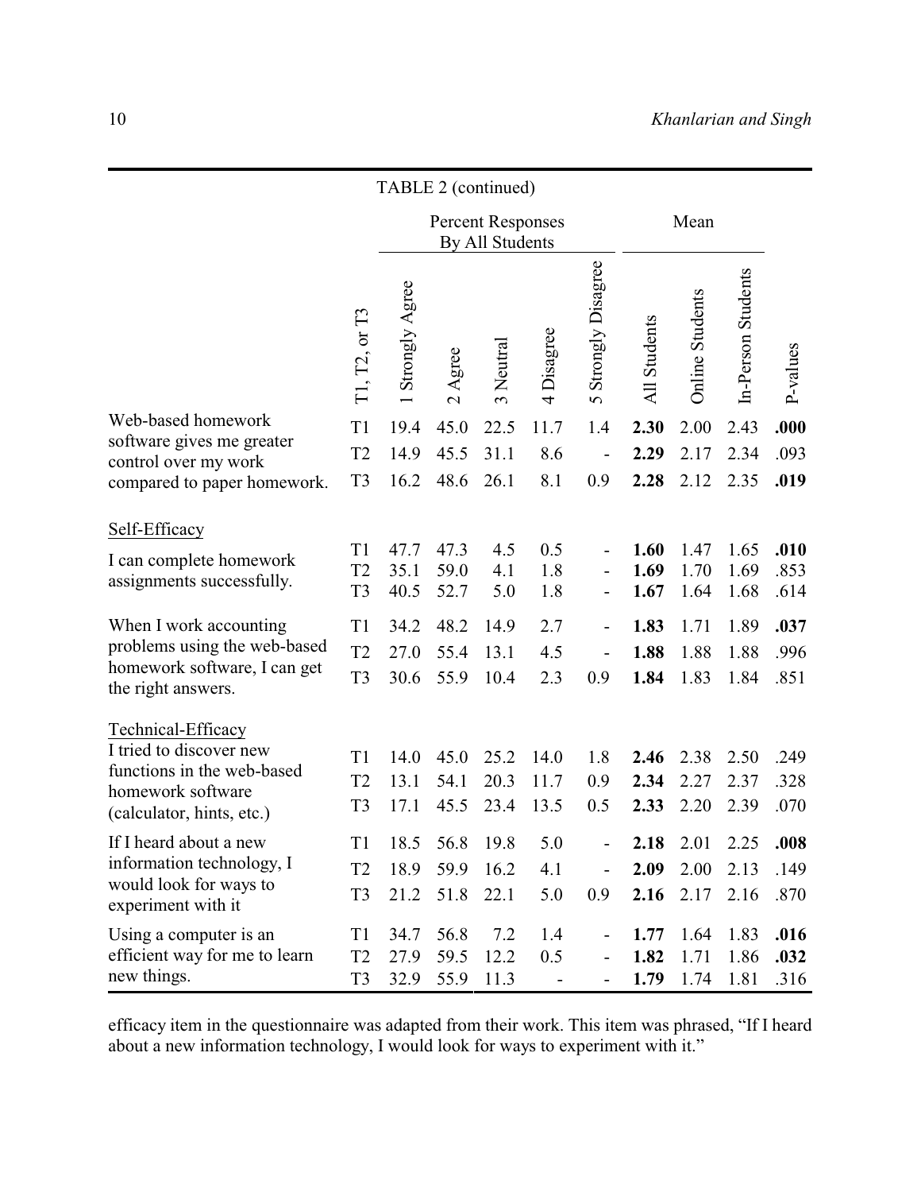TABLE 2 (continued)

| | T1, T2, or T3 | Percent Responses By All Students | | | | | Mean | | | P-values |
|---|---|---|---|---|---|---|---|---|---|---|
| | | 1 Strongly Agree | 2 Agree | 3 Neutral | 4 Disagree | 5 Strongly Disagree | All Students | Online Students | In-Person Students | |
| Web-based homework software gives me greater control over my work compared to paper homework. | T1 | 19.4 | 45.0 | 22.5 | 11.7 | 1.4 | **2.30** | 2.00 | 2.43 | **.000** |
| | T2 | 14.9 | 45.5 | 31.1 | 8.6 | - | **2.29** | 2.17 | 2.34 | .093 |
| | T3 | 16.2 | 48.6 | 26.1 | 8.1 | 0.9 | **2.28** | 2.12 | 2.35 | **.019** |
| Self-Efficacy | | | | | | | | | | |
| I can complete homework assignments successfully. | T1 | 47.7 | 47.3 | 4.5 | 0.5 | - | **1.60** | 1.47 | 1.65 | **.010** |
| | T2 | 35.1 | 59.0 | 4.1 | 1.8 | - | **1.69** | 1.70 | 1.69 | .853 |
| | T3 | 40.5 | 52.7 | 5.0 | 1.8 | - | **1.67** | 1.64 | 1.68 | .614 |
| When I work accounting problems using the web-based homework software, I can get the right answers. | T1 | 34.2 | 48.2 | 14.9 | 2.7 | - | **1.83** | 1.71 | 1.89 | **.037** |
| | T2 | 27.0 | 55.4 | 13.1 | 4.5 | - | **1.88** | 1.88 | 1.88 | .996 |
| | T3 | 30.6 | 55.9 | 10.4 | 2.3 | 0.9 | **1.84** | 1.83 | 1.84 | .851 |
| Technical-Efficacy | | | | | | | | | | |
| I tried to discover new functions in the web-based homework software (calculator, hints, etc.) | T1 | 14.0 | 45.0 | 25.2 | 14.0 | 1.8 | **2.46** | 2.38 | 2.50 | .249 |
| | T2 | 13.1 | 54.1 | 20.3 | 11.7 | 0.9 | **2.34** | 2.27 | 2.37 | .328 |
| | T3 | 17.1 | 45.5 | 23.4 | 13.5 | 0.5 | **2.33** | 2.20 | 2.39 | .070 |
| If I heard about a new information technology, I would look for ways to experiment with it | T1 | 18.5 | 56.8 | 19.8 | 5.0 | - | **2.18** | 2.01 | 2.25 | **.008** |
| | T2 | 18.9 | 59.9 | 16.2 | 4.1 | - | **2.09** | 2.00 | 2.13 | .149 |
| | T3 | 21.2 | 51.8 | 22.1 | 5.0 | 0.9 | **2.16** | 2.17 | 2.16 | .870 |
| Using a computer is an efficient way for me to learn new things. | T1 | 34.7 | 56.8 | 7.2 | 1.4 | - | **1.77** | 1.64 | 1.83 | **.016** |
| | T2 | 27.9 | 59.5 | 12.2 | 0.5 | - | **1.82** | 1.71 | 1.86 | **.032** |
| | T3 | 32.9 | 55.9 | 11.3 | - | - | **1.79** | 1.74 | 1.81 | .316 |

efficacy item in the questionnaire was adapted from their work. This item was phrased, "If I heard about a new information technology, I would look for ways to experiment with it."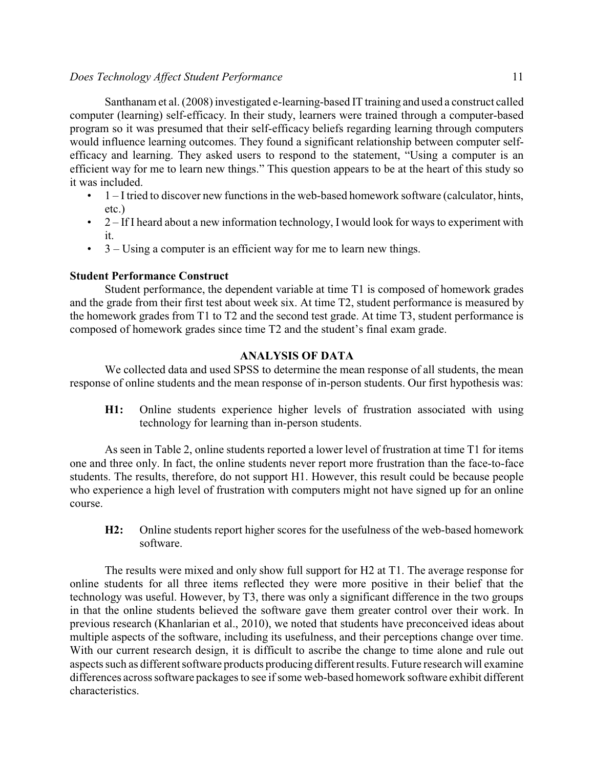Santhanam et al. (2008) investigated e-learning-based IT training and used a construct called computer (learning) self-efficacy. In their study, learners were trained through a computer-based program so it was presumed that their self-efficacy beliefs regarding learning through computers would influence learning outcomes. They found a significant relationship between computer self-efficacy and learning. They asked users to respond to the statement, "Using a computer is an efficient way for me to learn new things." This question appears to be at the heart of this study so it was included.

- 1 – I tried to discover new functions in the web-based homework software (calculator, hints, etc.)
- 2 – If I heard about a new information technology, I would look for ways to experiment with it.
- 3 – Using a computer is an efficient way for me to learn new things.

**Student Performance Construct**

Student performance, the dependent variable at time T1 is composed of homework grades and the grade from their first test about week six. At time T2, student performance is measured by the homework grades from T1 to T2 and the second test grade. At time T3, student performance is composed of homework grades since time T2 and the student's final exam grade.

## ANALYSIS OF DATA

We collected data and used SPSS to determine the mean response of all students, the mean response of online students and the mean response of in-person students. Our first hypothesis was:

> **H1:** Online students experience higher levels of frustration associated with using technology for learning than in-person students.

As seen in Table 2, online students reported a lower level of frustration at time T1 for items one and three only. In fact, the online students never report more frustration than the face-to-face students. The results, therefore, do not support H1. However, this result could be because people who experience a high level of frustration with computers might not have signed up for an online course.

> **H2:** Online students report higher scores for the usefulness of the web-based homework software.

The results were mixed and only show full support for H2 at T1. The average response for online students for all three items reflected they were more positive in their belief that the technology was useful. However, by T3, there was only a significant difference in the two groups in that the online students believed the software gave them greater control over their work. In previous research (Khanlarian et al., 2010), we noted that students have preconceived ideas about multiple aspects of the software, including its usefulness, and their perceptions change over time. With our current research design, it is difficult to ascribe the change to time alone and rule out aspects such as different software products producing different results. Future research will examine differences across software packages to see if some web-based homework software exhibit different characteristics.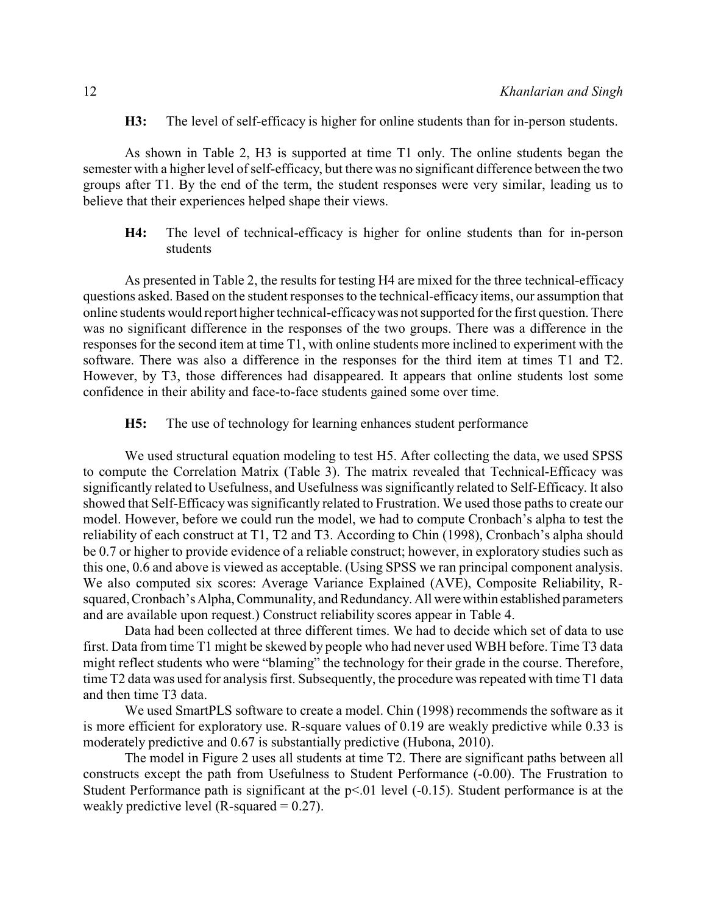**H3:** The level of self-efficacy is higher for online students than for in-person students.

As shown in Table 2, H3 is supported at time T1 only. The online students began the semester with a higher level of self-efficacy, but there was no significant difference between the two groups after T1. By the end of the term, the student responses were very similar, leading us to believe that their experiences helped shape their views.

**H4:** The level of technical-efficacy is higher for online students than for in-person students

As presented in Table 2, the results for testing H4 are mixed for the three technical-efficacy questions asked. Based on the student responses to the technical-efficacy items, our assumption that online students would report higher technical-efficacy was not supported for the first question. There was no significant difference in the responses of the two groups. There was a difference in the responses for the second item at time T1, with online students more inclined to experiment with the software. There was also a difference in the responses for the third item at times T1 and T2. However, by T3, those differences had disappeared. It appears that online students lost some confidence in their ability and face-to-face students gained some over time.

**H5:** The use of technology for learning enhances student performance

We used structural equation modeling to test H5. After collecting the data, we used SPSS to compute the Correlation Matrix (Table 3). The matrix revealed that Technical-Efficacy was significantly related to Usefulness, and Usefulness was significantly related to Self-Efficacy. It also showed that Self-Efficacy was significantly related to Frustration. We used those paths to create our model. However, before we could run the model, we had to compute Cronbach's alpha to test the reliability of each construct at T1, T2 and T3. According to Chin (1998), Cronbach's alpha should be 0.7 or higher to provide evidence of a reliable construct; however, in exploratory studies such as this one, 0.6 and above is viewed as acceptable. (Using SPSS we ran principal component analysis. We also computed six scores: Average Variance Explained (AVE), Composite Reliability, R-squared, Cronbach's Alpha, Communality, and Redundancy. All were within established parameters and are available upon request.) Construct reliability scores appear in Table 4.

Data had been collected at three different times. We had to decide which set of data to use first. Data from time T1 might be skewed by people who had never used WBH before. Time T3 data might reflect students who were "blaming" the technology for their grade in the course. Therefore, time T2 data was used for analysis first. Subsequently, the procedure was repeated with time T1 data and then time T3 data.

We used SmartPLS software to create a model. Chin (1998) recommends the software as it is more efficient for exploratory use. R-square values of 0.19 are weakly predictive while 0.33 is moderately predictive and 0.67 is substantially predictive (Hubona, 2010).

The model in Figure 2 uses all students at time T2. There are significant paths between all constructs except the path from Usefulness to Student Performance (-0.00). The Frustration to Student Performance path is significant at the $p<.01$ level (-0.15). Student performance is at the weakly predictive level (R-squared = 0.27).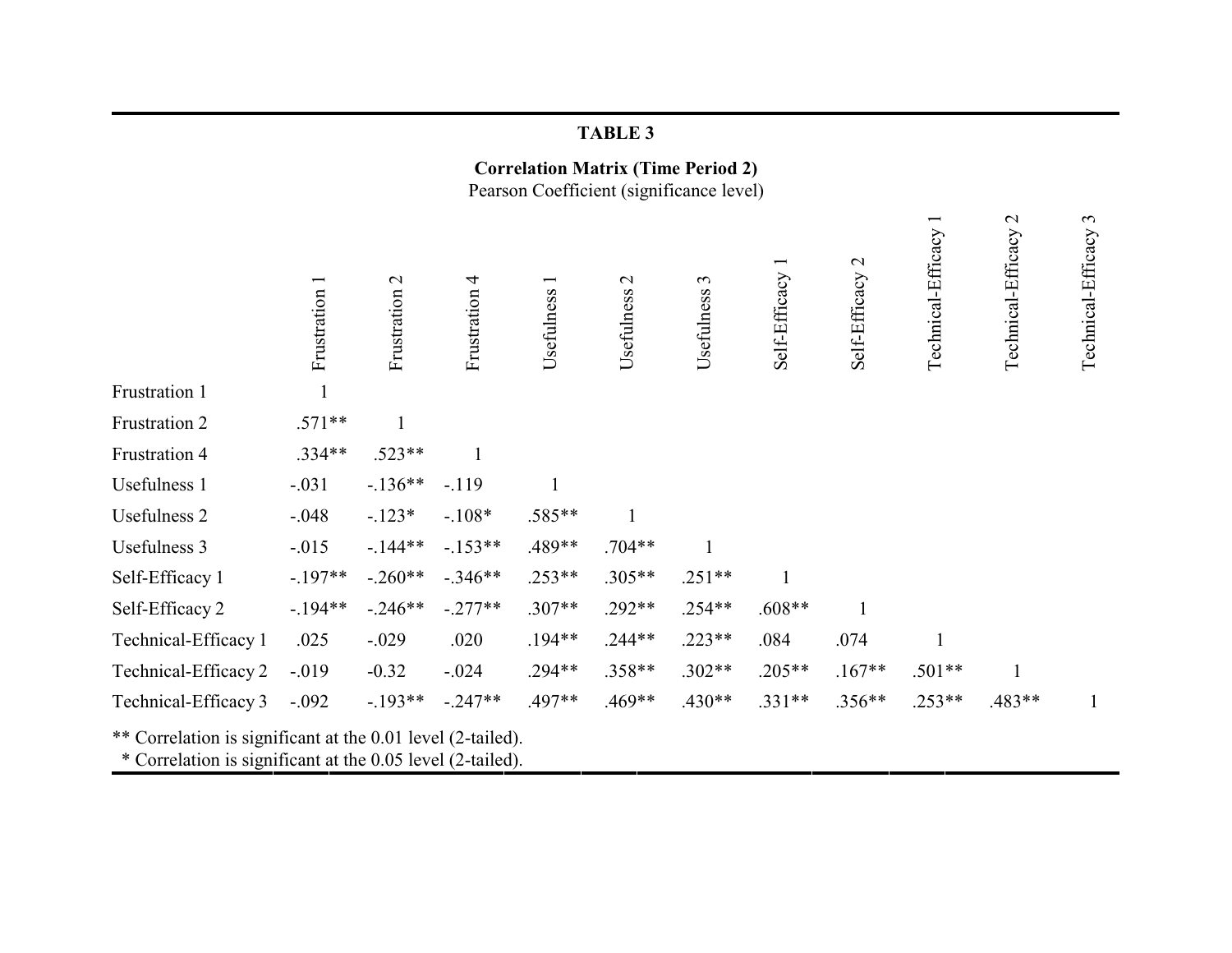**TABLE 3**

**Correlation Matrix (Time Period 2)**

Pearson Coefficient (significance level)

| | Frustration 1 | Frustration 2 | Frustration 4 | Usefulness 1 | Usefulness 2 | Usefulness 3 | Self-Efficacy 1 | Self-Efficacy 2 | Technical-Efficacy 1 | Technical-Efficacy 2 | Technical-Efficacy 3 |
|---|---|---|---|---|---|---|---|---|---|---|---|
| Frustration 1 | 1 | | | | | | | | | | |
| Frustration 2 | .571** | 1 | | | | | | | | | |
| Frustration 4 | .334** | .523** | 1 | | | | | | | | |
| Usefulness 1 | -.031 | -.136** | -.119 | 1 | | | | | | | |
| Usefulness 2 | -.048 | -.123* | -.108* | .585** | 1 | | | | | | |
| Usefulness 3 | -.015 | -.144** | -.153** | .489** | .704** | 1 | | | | | |
| Self-Efficacy 1 | -.197** | -.260** | -.346** | .253** | .305** | .251** | 1 | | | | |
| Self-Efficacy 2 | -.194** | -.246** | -.277** | .307** | .292** | .254** | .608** | 1 | | | |
| Technical-Efficacy 1 | .025 | -.029 | .020 | .194** | .244** | .223** | .084 | .074 | 1 | | |
| Technical-Efficacy 2 | -.019 | -0.32 | -.024 | .294** | .358** | .302** | .205** | .167** | .501** | 1 | |
| Technical-Efficacy 3 | -.092 | -.193** | -.247** | .497** | .469** | .430** | .331** | .356** | .253** | .483** | 1 |

** Correlation is significant at the 0.01 level (2-tailed).
* Correlation is significant at the 0.05 level (2-tailed).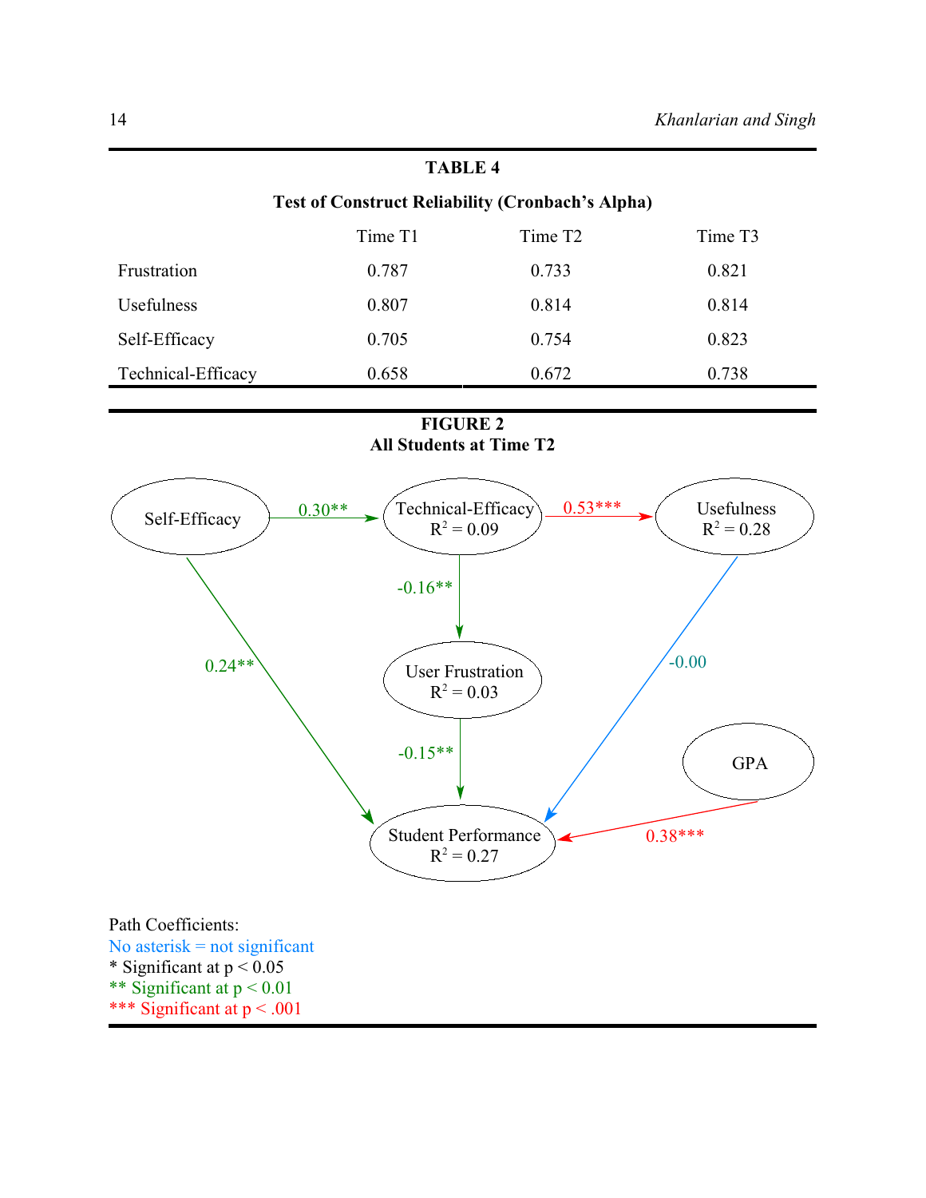**TABLE 4**

**Test of Construct Reliability (Cronbach's Alpha)**

| | Time T1 | Time T2 | Time T3 |
|---|---|---|---|
| Frustration | 0.787 | 0.733 | 0.821 |
| Usefulness | 0.807 | 0.814 | 0.814 |
| Self-Efficacy | 0.705 | 0.754 | 0.823 |
| Technical-Efficacy | 0.658 | 0.672 | 0.738 |

**FIGURE 2**
**All Students at Time T2**

Self-Efficacy → Technical-Efficacy ($R^2$ = 0.09): 0.30**

Technical-Efficacy → Usefulness ($R^2$ = 0.28): 0.53***

Technical-Efficacy → User Frustration ($R^2$ = 0.03): -0.16**

Self-Efficacy → Student Performance ($R^2$ = 0.27): 0.24**

User Frustration → Student Performance: -0.15**

Usefulness → Student Performance: -0.00

GPA → Student Performance: 0.38***

Path Coefficients:
No asterisk = not significant
\* Significant at $p < 0.05$
\** Significant at $p < 0.01$
\*** Significant at $p < .001$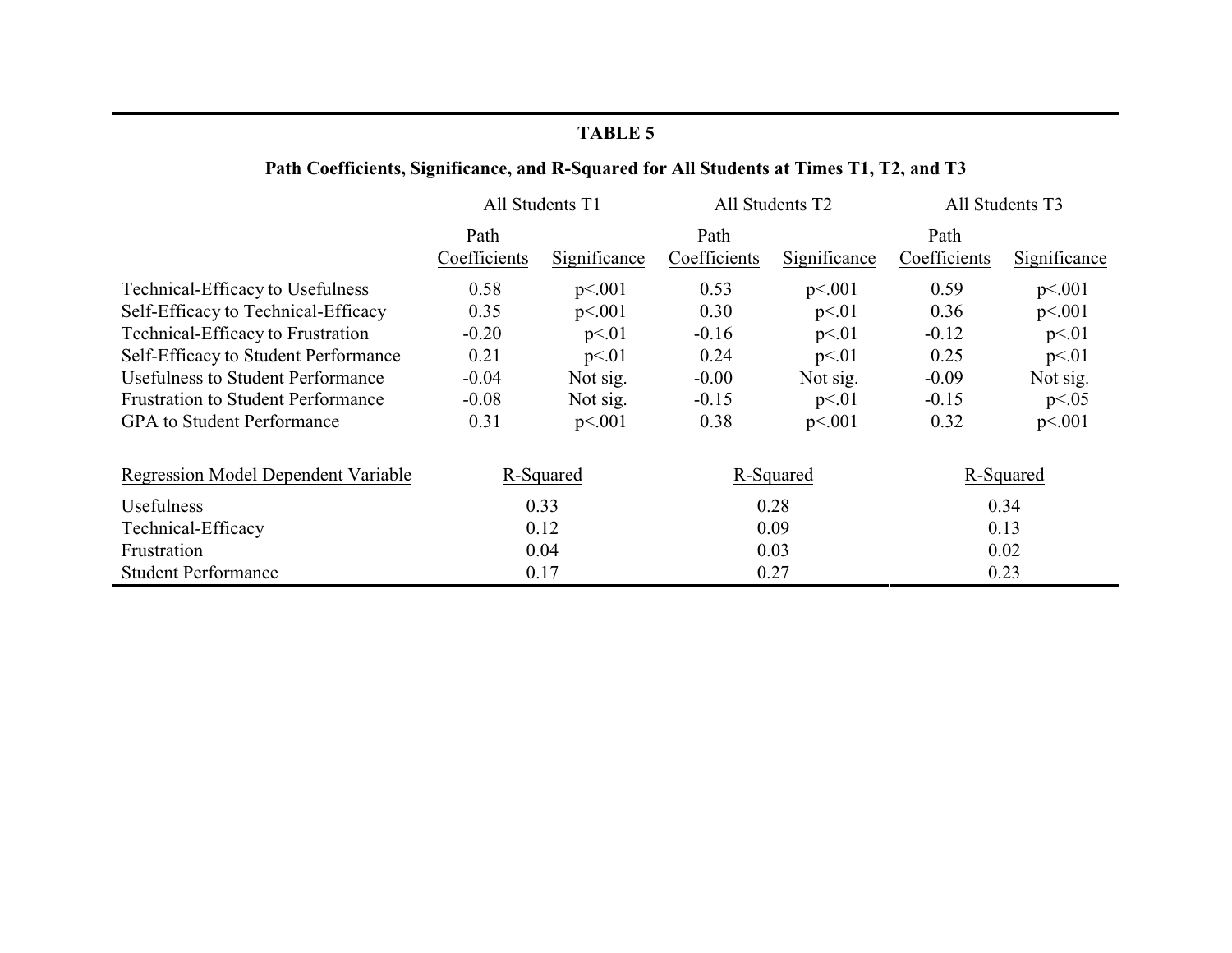**TABLE 5**

**Path Coefficients, Significance, and R-Squared for All Students at Times T1, T2, and T3**

| | All Students T1 | | All Students T2 | | All Students T3 | |
|---|---|---|---|---|---|---|
| | Path Coefficients | Significance | Path Coefficients | Significance | Path Coefficients | Significance |
| Technical-Efficacy to Usefulness | 0.58 | p<.001 | 0.53 | p<.001 | 0.59 | p<.001 |
| Self-Efficacy to Technical-Efficacy | 0.35 | p<.001 | 0.30 | p<.01 | 0.36 | p<.001 |
| Technical-Efficacy to Frustration | -0.20 | p<.01 | -0.16 | p<.01 | -0.12 | p<.01 |
| Self-Efficacy to Student Performance | 0.21 | p<.01 | 0.24 | p<.01 | 0.25 | p<.01 |
| Usefulness to Student Performance | -0.04 | Not sig. | -0.00 | Not sig. | -0.09 | Not sig. |
| Frustration to Student Performance | -0.08 | Not sig. | -0.15 | p<.01 | -0.15 | p<.05 |
| GPA to Student Performance | 0.31 | p<.001 | 0.38 | p<.001 | 0.32 | p<.001 |

| Regression Model Dependent Variable | R-Squared | R-Squared | R-Squared |
|---|---|---|---|
| Usefulness | 0.33 | 0.28 | 0.34 |
| Technical-Efficacy | 0.12 | 0.09 | 0.13 |
| Frustration | 0.04 | 0.03 | 0.02 |
| Student Performance | 0.17 | 0.27 | 0.23 |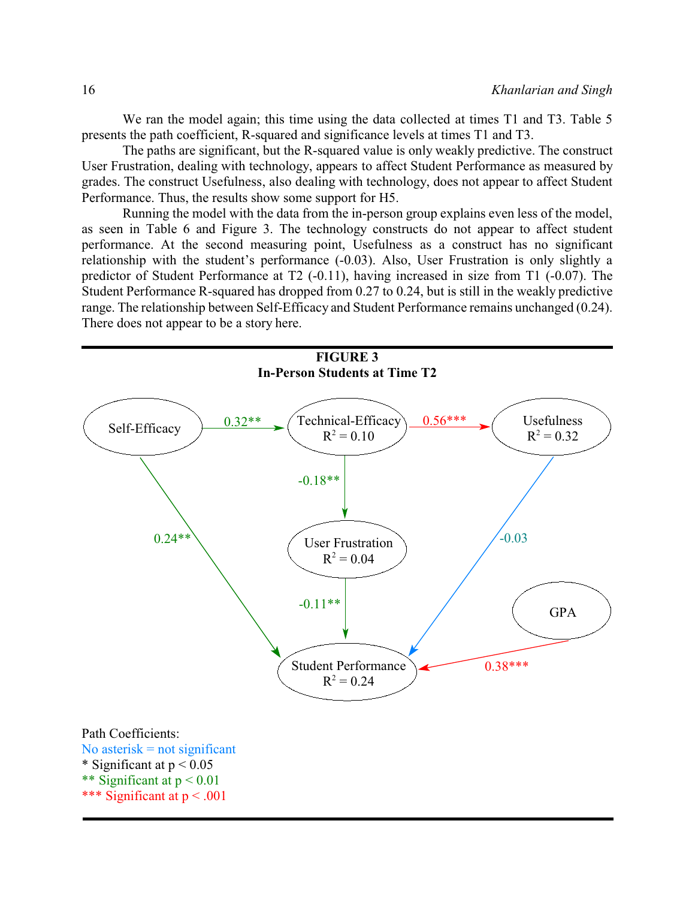We ran the model again; this time using the data collected at times T1 and T3. Table 5 presents the path coefficient, R-squared and significance levels at times T1 and T3.

The paths are significant, but the R-squared value is only weakly predictive. The construct User Frustration, dealing with technology, appears to affect Student Performance as measured by grades. The construct Usefulness, also dealing with technology, does not appear to affect Student Performance. Thus, the results show some support for H5.

Running the model with the data from the in-person group explains even less of the model, as seen in Table 6 and Figure 3. The technology constructs do not appear to affect student performance. At the second measuring point, Usefulness as a construct has no significant relationship with the student's performance (-0.03). Also, User Frustration is only slightly a predictor of Student Performance at T2 (-0.11), having increased in size from T1 (-0.07). The Student Performance R-squared has dropped from 0.27 to 0.24, but is still in the weakly predictive range. The relationship between Self-Efficacy and Student Performance remains unchanged (0.24). There does not appear to be a story here.

**FIGURE 3**
**In-Person Students at Time T2**

- Self-Efficacy → Technical-Efficacy ($R^2 = 0.10$): 0.32**
- Technical-Efficacy → Usefulness ($R^2 = 0.32$): 0.56***
- Technical-Efficacy → User Frustration ($R^2 = 0.04$): -0.18**
- Self-Efficacy → Student Performance ($R^2 = 0.24$): 0.24**
- User Frustration → Student Performance: -0.11**
- Usefulness → Student Performance: -0.03
- GPA → Student Performance: 0.38***

Path Coefficients:
No asterisk = not significant
* Significant at $p < 0.05$
** Significant at $p < 0.01$
*** Significant at $p < .001$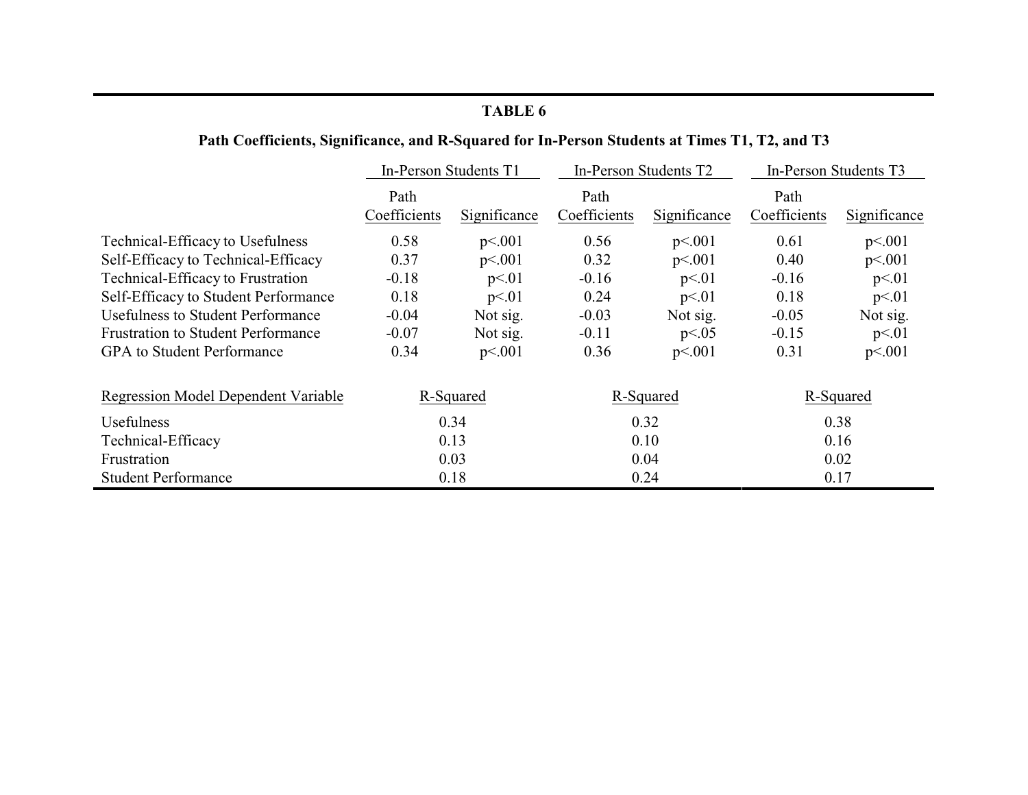**TABLE 6**

**Path Coefficients, Significance, and R-Squared for In-Person Students at Times T1, T2, and T3**

| | In-Person Students T1 | | In-Person Students T2 | | In-Person Students T3 | |
|---|---|---|---|---|---|---|
| | Path Coefficients | Significance | Path Coefficients | Significance | Path Coefficients | Significance |
| Technical-Efficacy to Usefulness | 0.58 | p<.001 | 0.56 | p<.001 | 0.61 | p<.001 |
| Self-Efficacy to Technical-Efficacy | 0.37 | p<.001 | 0.32 | p<.001 | 0.40 | p<.001 |
| Technical-Efficacy to Frustration | -0.18 | p<.01 | -0.16 | p<.01 | -0.16 | p<.01 |
| Self-Efficacy to Student Performance | 0.18 | p<.01 | 0.24 | p<.01 | 0.18 | p<.01 |
| Usefulness to Student Performance | -0.04 | Not sig. | -0.03 | Not sig. | -0.05 | Not sig. |
| Frustration to Student Performance | -0.07 | Not sig. | -0.11 | p<.05 | -0.15 | p<.01 |
| GPA to Student Performance | 0.34 | p<.001 | 0.36 | p<.001 | 0.31 | p<.001 |

| Regression Model Dependent Variable | R-Squared | R-Squared | R-Squared |
|---|---|---|---|
| Usefulness | 0.34 | 0.32 | 0.38 |
| Technical-Efficacy | 0.13 | 0.10 | 0.16 |
| Frustration | 0.03 | 0.04 | 0.02 |
| Student Performance | 0.18 | 0.24 | 0.17 |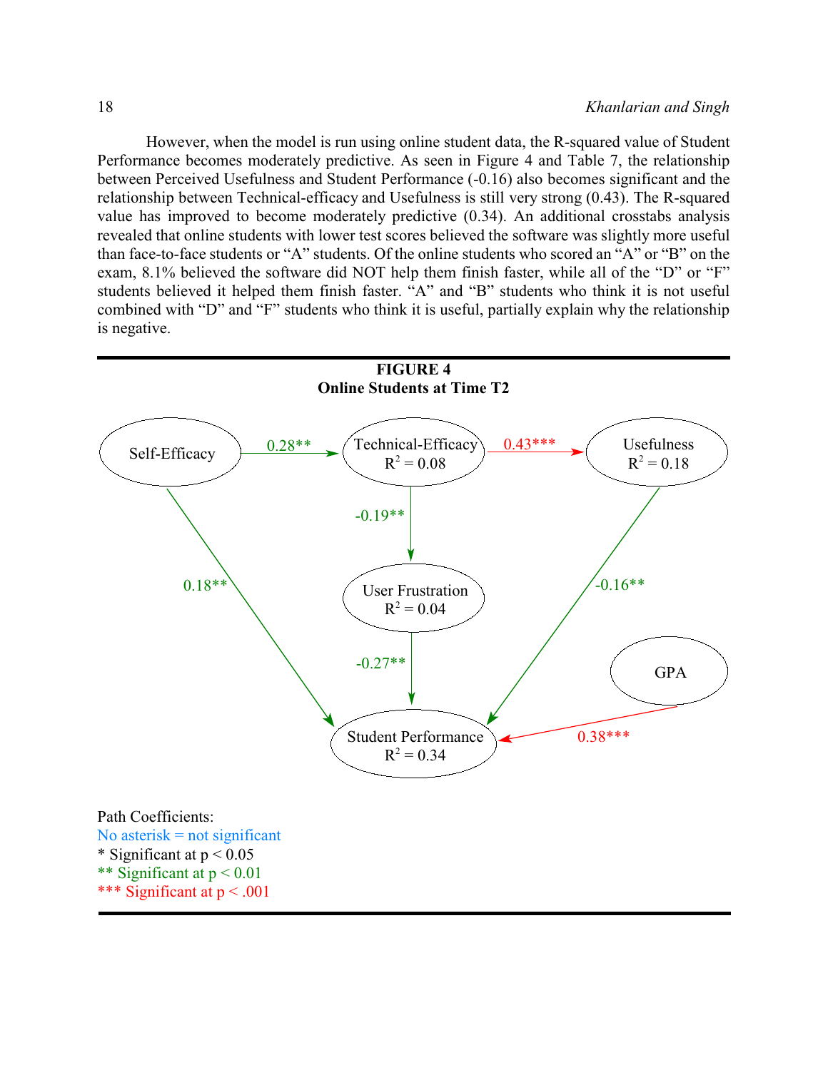However, when the model is run using online student data, the R-squared value of Student Performance becomes moderately predictive. As seen in Figure 4 and Table 7, the relationship between Perceived Usefulness and Student Performance (-0.16) also becomes significant and the relationship between Technical-efficacy and Usefulness is still very strong (0.43). The R-squared value has improved to become moderately predictive (0.34). An additional crosstabs analysis revealed that online students with lower test scores believed the software was slightly more useful than face-to-face students or "A" students. Of the online students who scored an "A" or "B" on the exam, 8.1% believed the software did NOT help them finish faster, while all of the "D" or "F" students believed it helped them finish faster. "A" and "B" students who think it is not useful combined with "D" and "F" students who think it is useful, partially explain why the relationship is negative.

**FIGURE 4**
**Online Students at Time T2**

Self-Efficacy → Technical-Efficacy ($R^2 = 0.08$): 0.28**
Technical-Efficacy → Usefulness ($R^2 = 0.18$): 0.43***
Technical-Efficacy → User Frustration ($R^2 = 0.04$): -0.19**
Self-Efficacy → Student Performance ($R^2 = 0.34$): 0.18**
User Frustration → Student Performance: -0.27**
Usefulness → Student Performance: -0.16**
GPA → Student Performance: 0.38***

Path Coefficients:
No asterisk = not significant
* Significant at $p < 0.05$
** Significant at $p < 0.01$
*** Significant at $p < .001$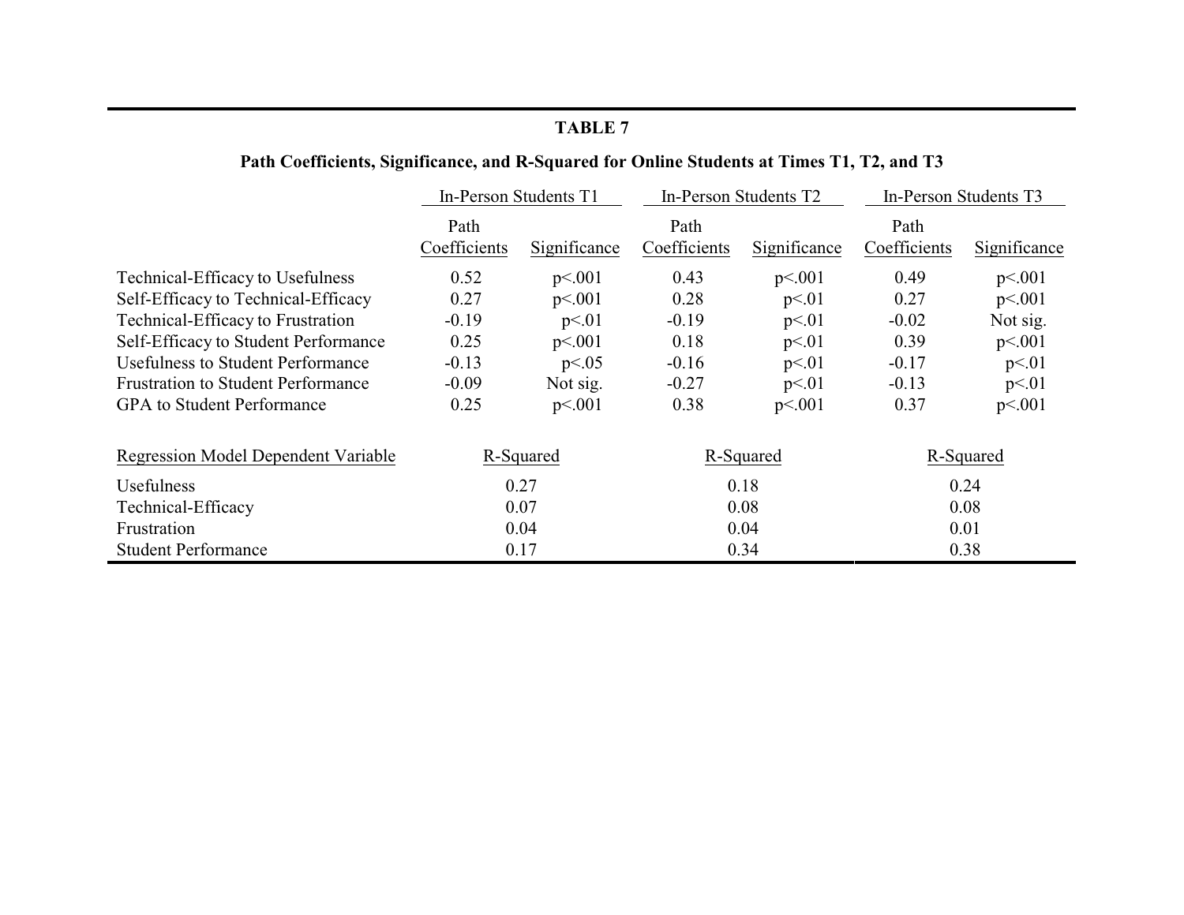**TABLE 7**

**Path Coefficients, Significance, and R-Squared for Online Students at Times T1, T2, and T3**

| | In-Person Students T1 | | In-Person Students T2 | | In-Person Students T3 | |
|---|---|---|---|---|---|---|
| | Path Coefficients | Significance | Path Coefficients | Significance | Path Coefficients | Significance |
| Technical-Efficacy to Usefulness | 0.52 | p<.001 | 0.43 | p<.001 | 0.49 | p<.001 |
| Self-Efficacy to Technical-Efficacy | 0.27 | p<.001 | 0.28 | p<.01 | 0.27 | p<.001 |
| Technical-Efficacy to Frustration | -0.19 | p<.01 | -0.19 | p<.01 | -0.02 | Not sig. |
| Self-Efficacy to Student Performance | 0.25 | p<.001 | 0.18 | p<.01 | 0.39 | p<.001 |
| Usefulness to Student Performance | -0.13 | p<.05 | -0.16 | p<.01 | -0.17 | p<.01 |
| Frustration to Student Performance | -0.09 | Not sig. | -0.27 | p<.01 | -0.13 | p<.01 |
| GPA to Student Performance | 0.25 | p<.001 | 0.38 | p<.001 | 0.37 | p<.001 |

| Regression Model Dependent Variable | R-Squared | R-Squared | R-Squared |
|---|---|---|---|
| Usefulness | 0.27 | 0.18 | 0.24 |
| Technical-Efficacy | 0.07 | 0.08 | 0.08 |
| Frustration | 0.04 | 0.04 | 0.01 |
| Student Performance | 0.17 | 0.34 | 0.38 |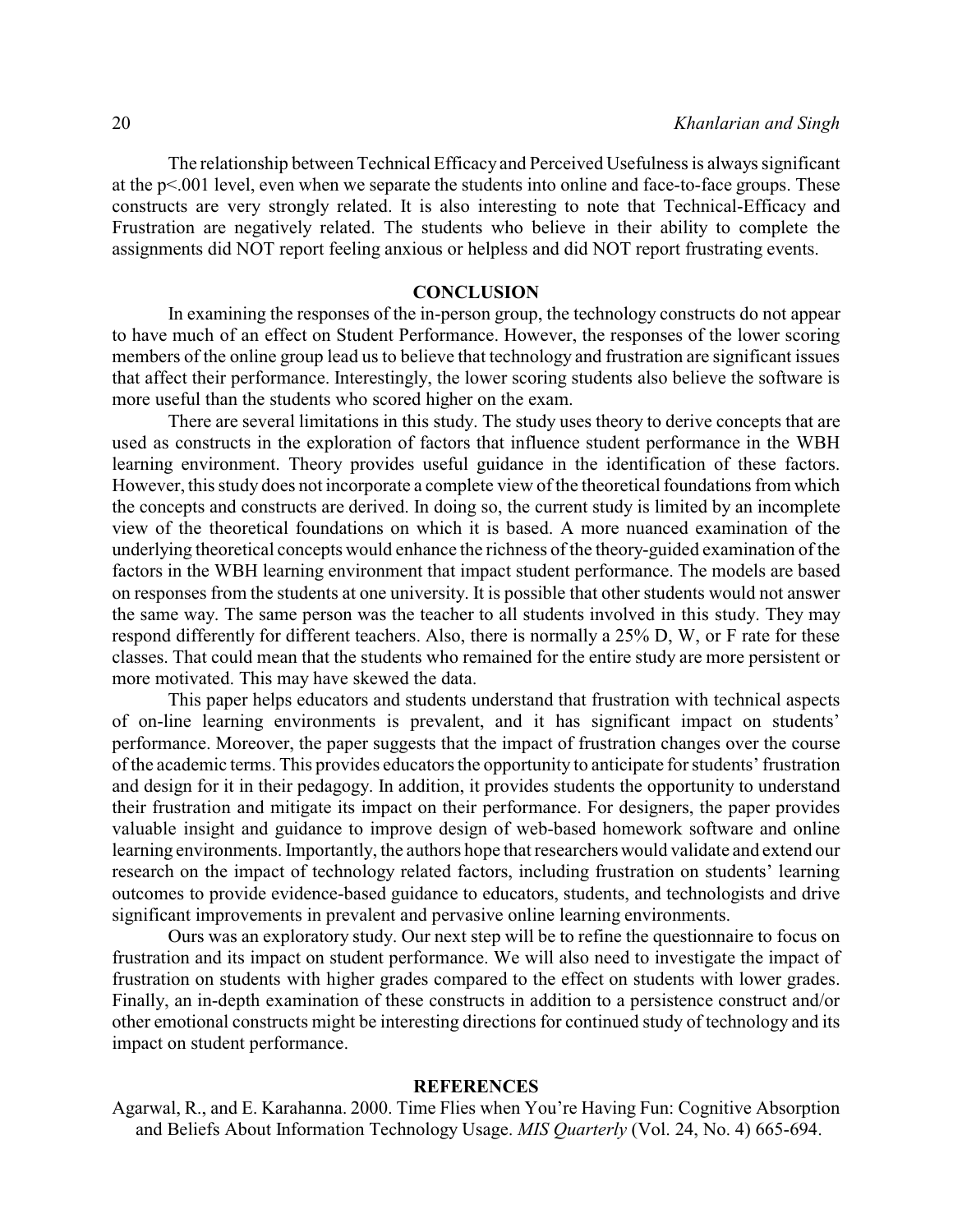The relationship between Technical Efficacy and Perceived Usefulness is always significant at the $p<.001$ level, even when we separate the students into online and face-to-face groups. These constructs are very strongly related. It is also interesting to note that Technical-Efficacy and Frustration are negatively related. The students who believe in their ability to complete the assignments did NOT report feeling anxious or helpless and did NOT report frustrating events.

## CONCLUSION

In examining the responses of the in-person group, the technology constructs do not appear to have much of an effect on Student Performance. However, the responses of the lower scoring members of the online group lead us to believe that technology and frustration are significant issues that affect their performance. Interestingly, the lower scoring students also believe the software is more useful than the students who scored higher on the exam.

There are several limitations in this study. The study uses theory to derive concepts that are used as constructs in the exploration of factors that influence student performance in the WBH learning environment. Theory provides useful guidance in the identification of these factors. However, this study does not incorporate a complete view of the theoretical foundations from which the concepts and constructs are derived. In doing so, the current study is limited by an incomplete view of the theoretical foundations on which it is based. A more nuanced examination of the underlying theoretical concepts would enhance the richness of the theory-guided examination of the factors in the WBH learning environment that impact student performance. The models are based on responses from the students at one university. It is possible that other students would not answer the same way. The same person was the teacher to all students involved in this study. They may respond differently for different teachers. Also, there is normally a 25% D, W, or F rate for these classes. That could mean that the students who remained for the entire study are more persistent or more motivated. This may have skewed the data.

This paper helps educators and students understand that frustration with technical aspects of on-line learning environments is prevalent, and it has significant impact on students' performance. Moreover, the paper suggests that the impact of frustration changes over the course of the academic terms. This provides educators the opportunity to anticipate for students' frustration and design for it in their pedagogy. In addition, it provides students the opportunity to understand their frustration and mitigate its impact on their performance. For designers, the paper provides valuable insight and guidance to improve design of web-based homework software and online learning environments. Importantly, the authors hope that researchers would validate and extend our research on the impact of technology related factors, including frustration on students' learning outcomes to provide evidence-based guidance to educators, students, and technologists and drive significant improvements in prevalent and pervasive online learning environments.

Ours was an exploratory study. Our next step will be to refine the questionnaire to focus on frustration and its impact on student performance. We will also need to investigate the impact of frustration on students with higher grades compared to the effect on students with lower grades. Finally, an in-depth examination of these constructs in addition to a persistence construct and/or other emotional constructs might be interesting directions for continued study of technology and its impact on student performance.

## REFERENCES

Agarwal, R., and E. Karahanna. 2000. Time Flies when You're Having Fun: Cognitive Absorption and Beliefs About Information Technology Usage. *MIS Quarterly* (Vol. 24, No. 4) 665-694.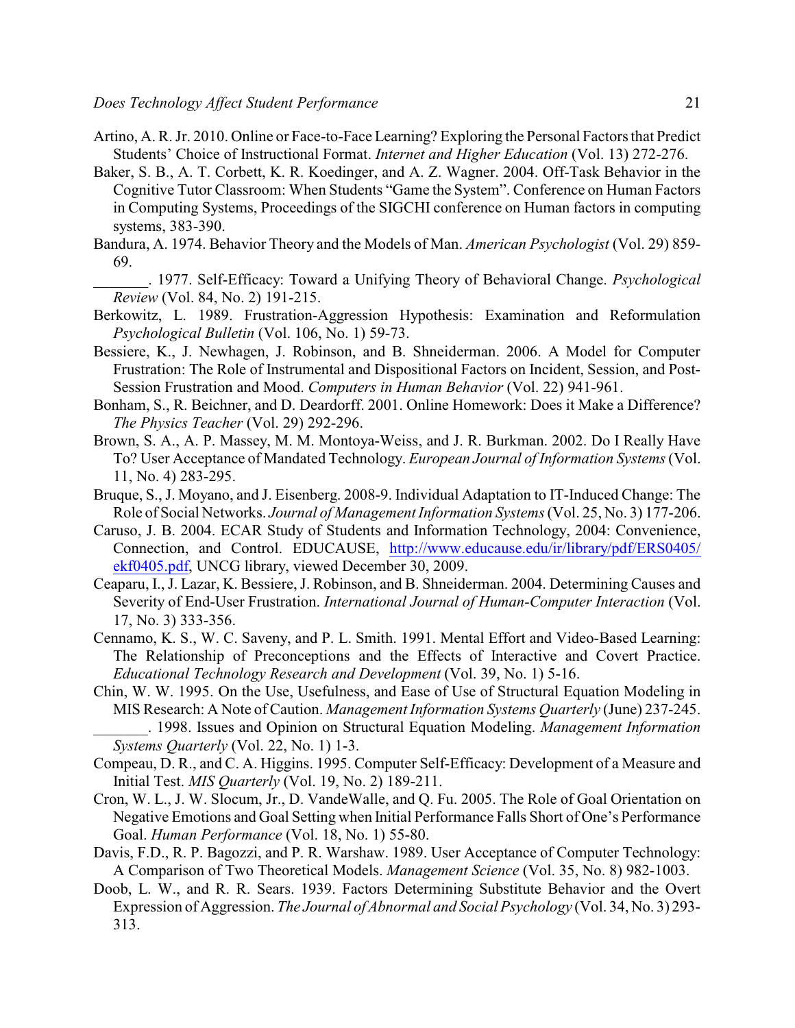Artino, A. R. Jr. 2010. Online or Face-to-Face Learning? Exploring the Personal Factors that Predict Students' Choice of Instructional Format. *Internet and Higher Education* (Vol. 13) 272-276.

Baker, S. B., A. T. Corbett, K. R. Koedinger, and A. Z. Wagner. 2004. Off-Task Behavior in the Cognitive Tutor Classroom: When Students "Game the System". Conference on Human Factors in Computing Systems, Proceedings of the SIGCHI conference on Human factors in computing systems, 383-390.

Bandura, A. 1974. Behavior Theory and the Models of Man. *American Psychologist* (Vol. 29) 859-69.

_______. 1977. Self-Efficacy: Toward a Unifying Theory of Behavioral Change. *Psychological Review* (Vol. 84, No. 2) 191-215.

Berkowitz, L. 1989. Frustration-Aggression Hypothesis: Examination and Reformulation *Psychological Bulletin* (Vol. 106, No. 1) 59-73.

Bessiere, K., J. Newhagen, J. Robinson, and B. Shneiderman. 2006. A Model for Computer Frustration: The Role of Instrumental and Dispositional Factors on Incident, Session, and Post-Session Frustration and Mood. *Computers in Human Behavior* (Vol. 22) 941-961.

Bonham, S., R. Beichner, and D. Deardorff. 2001. Online Homework: Does it Make a Difference? *The Physics Teacher* (Vol. 29) 292-296.

Brown, S. A., A. P. Massey, M. M. Montoya-Weiss, and J. R. Burkman. 2002. Do I Really Have To? User Acceptance of Mandated Technology. *European Journal of Information Systems* (Vol. 11, No. 4) 283-295.

Bruque, S., J. Moyano, and J. Eisenberg. 2008-9. Individual Adaptation to IT-Induced Change: The Role of Social Networks. *Journal of Management Information Systems* (Vol. 25, No. 3) 177-206.

Caruso, J. B. 2004. ECAR Study of Students and Information Technology, 2004: Convenience, Connection, and Control. EDUCAUSE, http://www.educause.edu/ir/library/pdf/ERS0405/ekf0405.pdf, UNCG library, viewed December 30, 2009.

Ceaparu, I., J. Lazar, K. Bessiere, J. Robinson, and B. Shneiderman. 2004. Determining Causes and Severity of End-User Frustration. *International Journal of Human-Computer Interaction* (Vol. 17, No. 3) 333-356.

Cennamo, K. S., W. C. Saveny, and P. L. Smith. 1991. Mental Effort and Video-Based Learning: The Relationship of Preconceptions and the Effects of Interactive and Covert Practice. *Educational Technology Research and Development* (Vol. 39, No. 1) 5-16.

Chin, W. W. 1995. On the Use, Usefulness, and Ease of Use of Structural Equation Modeling in MIS Research: A Note of Caution. *Management Information Systems Quarterly* (June) 237-245.

_______. 1998. Issues and Opinion on Structural Equation Modeling. *Management Information Systems Quarterly* (Vol. 22, No. 1) 1-3.

Compeau, D. R., and C. A. Higgins. 1995. Computer Self-Efficacy: Development of a Measure and Initial Test. *MIS Quarterly* (Vol. 19, No. 2) 189-211.

Cron, W. L., J. W. Slocum, Jr., D. VandeWalle, and Q. Fu. 2005. The Role of Goal Orientation on Negative Emotions and Goal Setting when Initial Performance Falls Short of One's Performance Goal. *Human Performance* (Vol. 18, No. 1) 55-80.

Davis, F.D., R. P. Bagozzi, and P. R. Warshaw. 1989. User Acceptance of Computer Technology: A Comparison of Two Theoretical Models. *Management Science* (Vol. 35, No. 8) 982-1003.

Doob, L. W., and R. R. Sears. 1939. Factors Determining Substitute Behavior and the Overt Expression of Aggression. *The Journal of Abnormal and Social Psychology* (Vol. 34, No. 3) 293-313.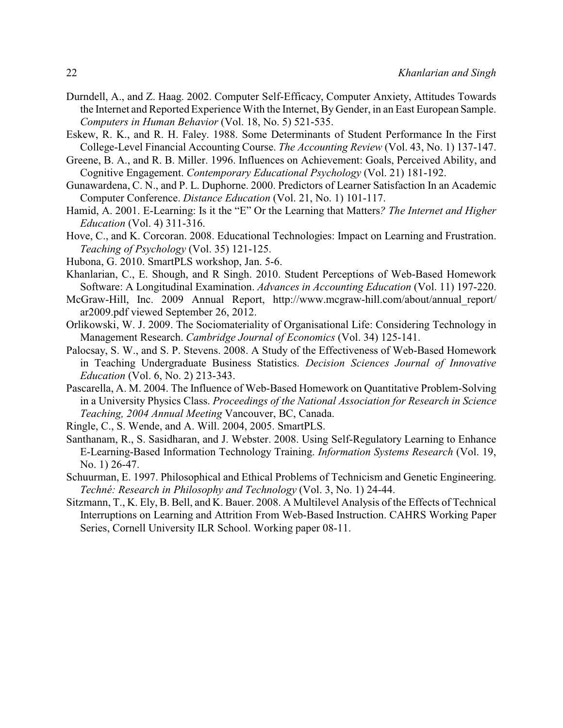Durndell, A., and Z. Haag. 2002. Computer Self-Efficacy, Computer Anxiety, Attitudes Towards the Internet and Reported Experience With the Internet, By Gender, in an East European Sample. *Computers in Human Behavior* (Vol. 18, No. 5) 521-535.

Eskew, R. K., and R. H. Faley. 1988. Some Determinants of Student Performance In the First College-Level Financial Accounting Course. *The Accounting Review* (Vol. 43, No. 1) 137-147.

Greene, B. A., and R. B. Miller. 1996. Influences on Achievement: Goals, Perceived Ability, and Cognitive Engagement. *Contemporary Educational Psychology* (Vol. 21) 181-192.

Gunawardena, C. N., and P. L. Duphorne. 2000. Predictors of Learner Satisfaction In an Academic Computer Conference. *Distance Education* (Vol. 21, No. 1) 101-117.

Hamid, A. 2001. E-Learning: Is it the "E" Or the Learning that Matters*? The Internet and Higher Education* (Vol. 4) 311-316.

Hove, C., and K. Corcoran. 2008. Educational Technologies: Impact on Learning and Frustration. *Teaching of Psychology* (Vol. 35) 121-125.

Hubona, G. 2010. SmartPLS workshop, Jan. 5-6.

Khanlarian, C., E. Shough, and R Singh. 2010. Student Perceptions of Web-Based Homework Software: A Longitudinal Examination. *Advances in Accounting Education* (Vol. 11) 197-220.

McGraw-Hill, Inc. 2009 Annual Report, http://www.mcgraw-hill.com/about/annual_report/ar2009.pdf viewed September 26, 2012.

Orlikowski, W. J. 2009. The Sociomateriality of Organisational Life: Considering Technology in Management Research. *Cambridge Journal of Economics* (Vol. 34) 125-141.

Palocsay, S. W., and S. P. Stevens. 2008. A Study of the Effectiveness of Web-Based Homework in Teaching Undergraduate Business Statistics. *Decision Sciences Journal of Innovative Education* (Vol. 6, No. 2) 213-343.

Pascarella, A. M. 2004. The Influence of Web-Based Homework on Quantitative Problem-Solving in a University Physics Class. *Proceedings of the National Association for Research in Science Teaching, 2004 Annual Meeting* Vancouver, BC, Canada.

Ringle, C., S. Wende, and A. Will. 2004, 2005. SmartPLS.

Santhanam, R., S. Sasidharan, and J. Webster. 2008. Using Self-Regulatory Learning to Enhance E-Learning-Based Information Technology Training. *Information Systems Research* (Vol. 19, No. 1) 26-47.

Schuurman, E. 1997. Philosophical and Ethical Problems of Technicism and Genetic Engineering. *Techné: Research in Philosophy and Technology* (Vol. 3, No. 1) 24-44.

Sitzmann, T., K. Ely, B. Bell, and K. Bauer. 2008. A Multilevel Analysis of the Effects of Technical Interruptions on Learning and Attrition From Web-Based Instruction. CAHRS Working Paper Series, Cornell University ILR School. Working paper 08-11.